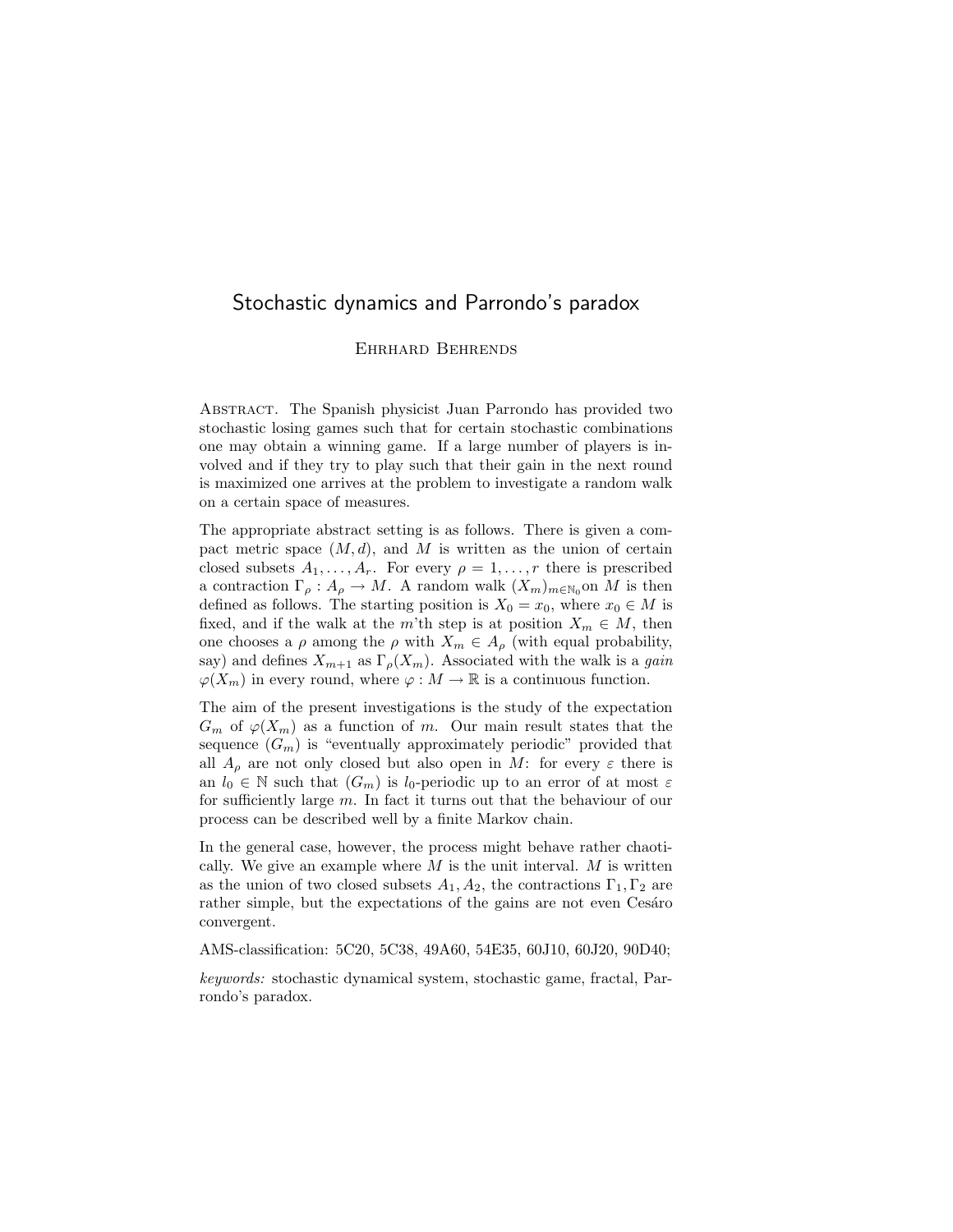# Stochastic dynamics and Parrondo's paradox

EHRHARD BEHRENDS

ABSTRACT. The Spanish physicist Juan Parrondo has provided two stochastic losing games such that for certain stochastic combinations one may obtain a winning game. If a large number of players is involved and if they try to play such that their gain in the next round is maximized one arrives at the problem to investigate a random walk on a certain space of measures.

The appropriate abstract setting is as follows. There is given a compact metric space $(M, d)$, and $M$ is written as the union of certain closed subsets $A_1, \ldots, A_r$. For every $\rho = 1, \ldots, r$ there is prescribed a contraction $\Gamma_\rho : A_\rho \to M$. A random walk $(X_m)_{m \in \mathbb{N}_0}$on $M$ is then defined as follows. The starting position is $X_0 = x_0$, where $x_0 \in M$ is fixed, and if the walk at the $m$'th step is at position $X_m \in M$, then one chooses a $\rho$ among the $\rho$ with $X_m \in A_\rho$ (with equal probability, say) and defines $X_{m+1}$ as $\Gamma_\rho(X_m)$. Associated with the walk is a *gain* $\varphi(X_m)$ in every round, where $\varphi : M \to \mathbb{R}$ is a continuous function.

The aim of the present investigations is the study of the expectation $G_m$ of $\varphi(X_m)$ as a function of $m$. Our main result states that the sequence $(G_m)$ is "eventually approximately periodic" provided that all $A_\rho$ are not only closed but also open in $M$: for every $\varepsilon$ there is an $l_0 \in \mathbb{N}$ such that $(G_m)$ is $l_0$-periodic up to an error of at most $\varepsilon$ for sufficiently large $m$. In fact it turns out that the behaviour of our process can be described well by a finite Markov chain.

In the general case, however, the process might behave rather chaotically. We give an example where $M$ is the unit interval. $M$ is written as the union of two closed subsets $A_1, A_2$, the contractions $\Gamma_1, \Gamma_2$ are rather simple, but the expectations of the gains are not even Cesáro convergent.

AMS-classification: 5C20, 5C38, 49A60, 54E35, 60J10, 60J20, 90D40;

*keywords:* stochastic dynamical system, stochastic game, fractal, Parrondo's paradox.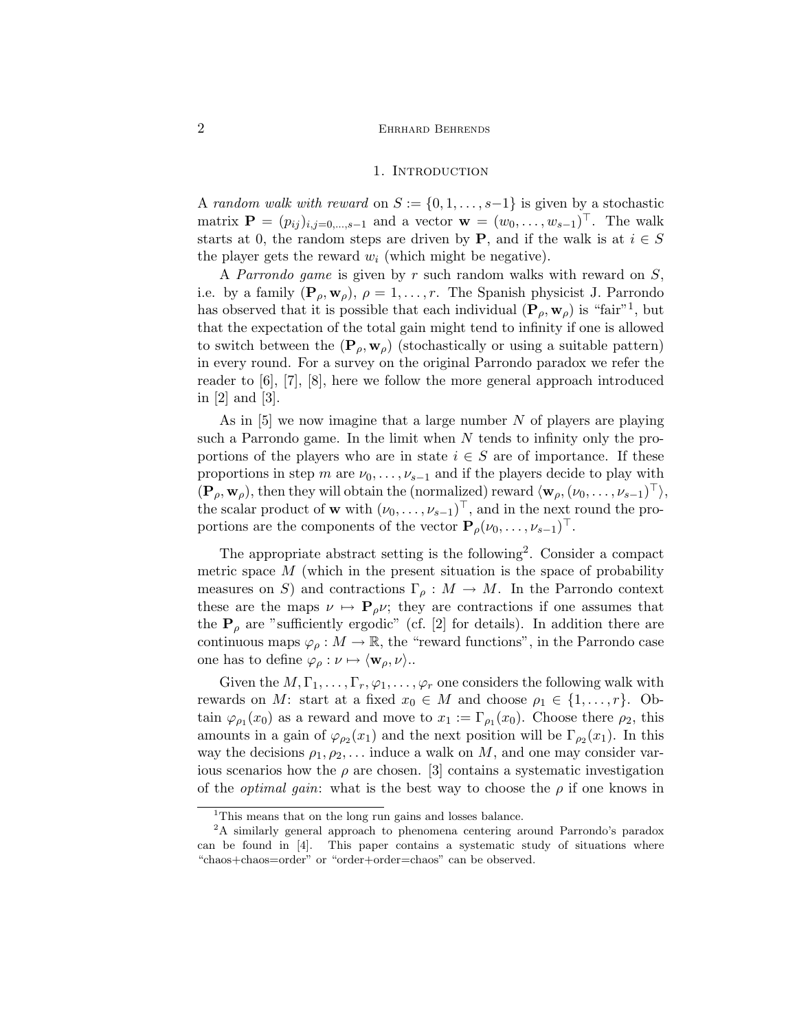## 1. Introduction

A *random walk with reward* on $S := \{0, 1, \ldots, s-1\}$ is given by a stochastic matrix $\mathbf{P} = (p_{ij})_{i,j=0,\ldots,s-1}$ and a vector $\mathbf{w} = (w_0, \ldots, w_{s-1})^\top$. The walk starts at 0, the random steps are driven by $\mathbf{P}$, and if the walk is at $i \in S$ the player gets the reward $w_i$ (which might be negative).

A *Parrondo game* is given by $r$ such random walks with reward on $S$, i.e. by a family $(\mathbf{P}_\rho, \mathbf{w}_\rho)$, $\rho = 1, \ldots, r$. The Spanish physicist J. Parrondo has observed that it is possible that each individual $(\mathbf{P}_\rho, \mathbf{w}_\rho)$ is "fair"[1], but that the expectation of the total gain might tend to infinity if one is allowed to switch between the $(\mathbf{P}_\rho, \mathbf{w}_\rho)$ (stochastically or using a suitable pattern) in every round. For a survey on the original Parrondo paradox we refer the reader to [6], [7], [8], here we follow the more general approach introduced in [2] and [3].

As in [5] we now imagine that a large number $N$ of players are playing such a Parrondo game. In the limit when $N$ tends to infinity only the proportions of the players who are in state $i \in S$ are of importance. If these proportions in step $m$ are $\nu_0, \ldots, \nu_{s-1}$ and if the players decide to play with $(\mathbf{P}_\rho, \mathbf{w}_\rho)$, then they will obtain the (normalized) reward $\langle \mathbf{w}_\rho, (\nu_0, \ldots, \nu_{s-1})^\top \rangle$, the scalar product of $\mathbf{w}$ with $(\nu_0, \ldots, \nu_{s-1})^\top$, and in the next round the proportions are the components of the vector $\mathbf{P}_\rho (\nu_0, \ldots, \nu_{s-1})^\top$.

The appropriate abstract setting is the following[2]. Consider a compact metric space $M$ (which in the present situation is the space of probability measures on $S$) and contractions $\Gamma_\rho : M \to M$. In the Parrondo context these are the maps $\nu \mapsto \mathbf{P}_\rho \nu$; they are contractions if one assumes that the $\mathbf{P}_\rho$ are "sufficiently ergodic" (cf. [2] for details). In addition there are continuous maps $\varphi_\rho : M \to \mathbb{R}$, the "reward functions", in the Parrondo case one has to define $\varphi_\rho : \nu \mapsto \langle \mathbf{w}_\rho, \nu \rangle$..

Given the $M, \Gamma_1, \ldots, \Gamma_r, \varphi_1, \ldots, \varphi_r$ one considers the following walk with rewards on $M$: start at a fixed $x_0 \in M$ and choose $\rho_1 \in \{1, \ldots, r\}$. Obtain $\varphi_{\rho_1}(x_0)$ as a reward and move to $x_1 := \Gamma_{\rho_1}(x_0)$. Choose there $\rho_2$, this amounts in a gain of $\varphi_{\rho_2}(x_1)$ and the next position will be $\Gamma_{\rho_2}(x_1)$. In this way the decisions $\rho_1, \rho_2, \ldots$ induce a walk on $M$, and one may consider various scenarios how the $\rho$ are chosen. [3] contains a systematic investigation of the *optimal gain*: what is the best way to choose the $\rho$ if one knows in

[1] This means that on the long run gains and losses balance.

[2] A similarly general approach to phenomena centering around Parrondo's paradox can be found in [4]. This paper contains a systematic study of situations where "chaos+chaos=order" or "order+order=chaos" can be observed.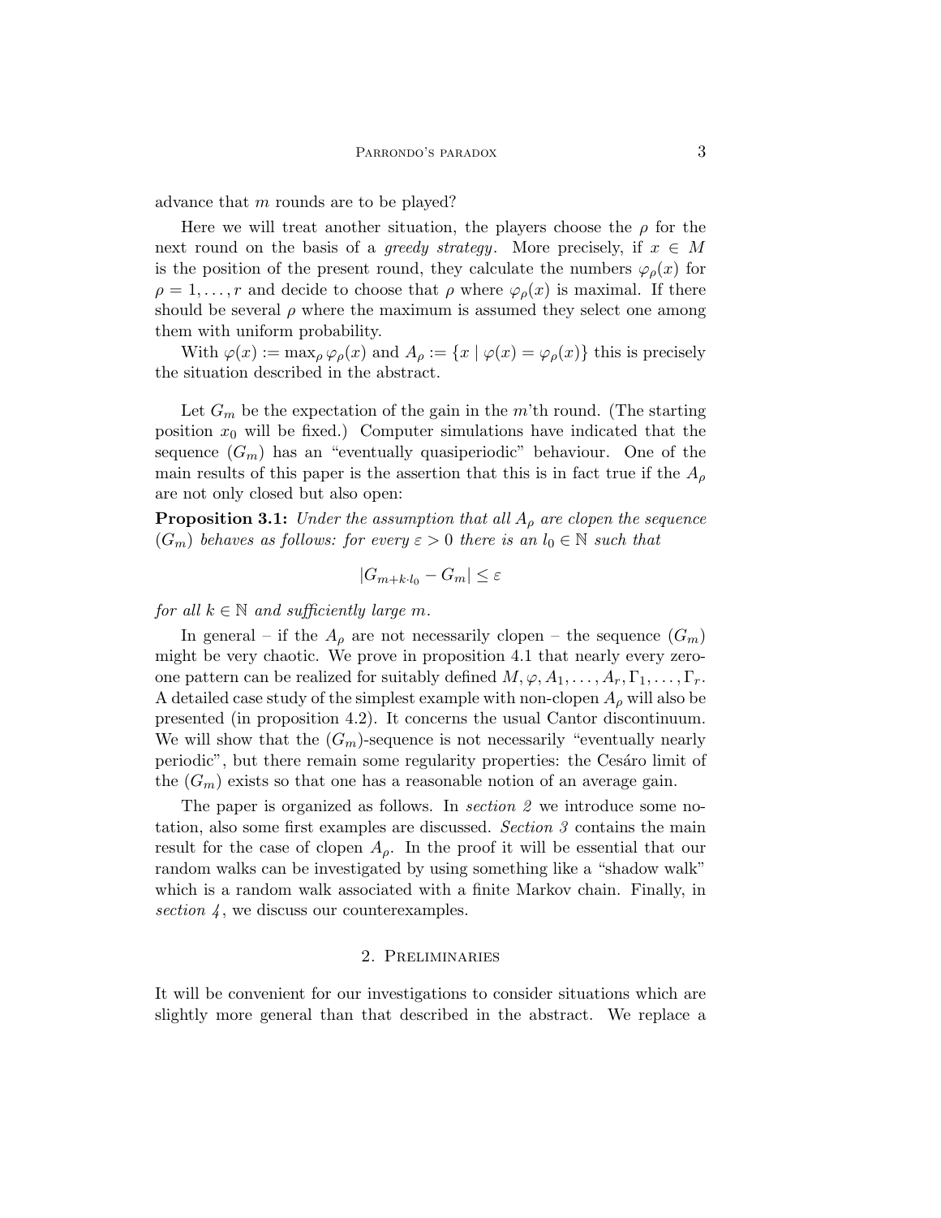advance that $m$ rounds are to be played?

Here we will treat another situation, the players choose the $\rho$ for the next round on the basis of a *greedy strategy*. More precisely, if $x \in M$ is the position of the present round, they calculate the numbers $\varphi_\rho(x)$ for $\rho = 1, \ldots, r$ and decide to choose that $\rho$ where $\varphi_\rho(x)$ is maximal. If there should be several $\rho$ where the maximum is assumed they select one among them with uniform probability.

With $\varphi(x) := \max_\rho \varphi_\rho(x)$ and $A_\rho := \{x \mid \varphi(x) = \varphi_\rho(x)\}$ this is precisely the situation described in the abstract.

Let $G_m$ be the expectation of the gain in the $m$'th round. (The starting position $x_0$ will be fixed.) Computer simulations have indicated that the sequence $(G_m)$ has an "eventually quasiperiodic" behaviour. One of the main results of this paper is the assertion that this is in fact true if the $A_\rho$ are not only closed but also open:

**Proposition 3.1:** *Under the assumption that all $A_\rho$ are clopen the sequence $(G_m)$ behaves as follows: for every $\varepsilon > 0$ there is an $l_0 \in \mathbb{N}$ such that*

$$|G_{m+k\cdot l_0} - G_m| \leq \varepsilon$$

*for all $k \in \mathbb{N}$ and sufficiently large $m$.*

In general – if the $A_\rho$ are not necessarily clopen – the sequence $(G_m)$ might be very chaotic. We prove in proposition 4.1 that nearly every zero-one pattern can be realized for suitably defined $M, \varphi, A_1, \ldots, A_r, \Gamma_1, \ldots, \Gamma_r$. A detailed case study of the simplest example with non-clopen $A_\rho$ will also be presented (in proposition 4.2). It concerns the usual Cantor discontinuum. We will show that the $(G_m)$-sequence is not necessarily "eventually nearly periodic", but there remain some regularity properties: the Cesáro limit of the $(G_m)$ exists so that one has a reasonable notion of an average gain.

The paper is organized as follows. In *section 2* we introduce some notation, also some first examples are discussed. *Section 3* contains the main result for the case of clopen $A_\rho$. In the proof it will be essential that our random walks can be investigated by using something like a "shadow walk" which is a random walk associated with a finite Markov chain. Finally, in *section 4*, we discuss our counterexamples.

## 2. Preliminaries

It will be convenient for our investigations to consider situations which are slightly more general than that described in the abstract. We replace a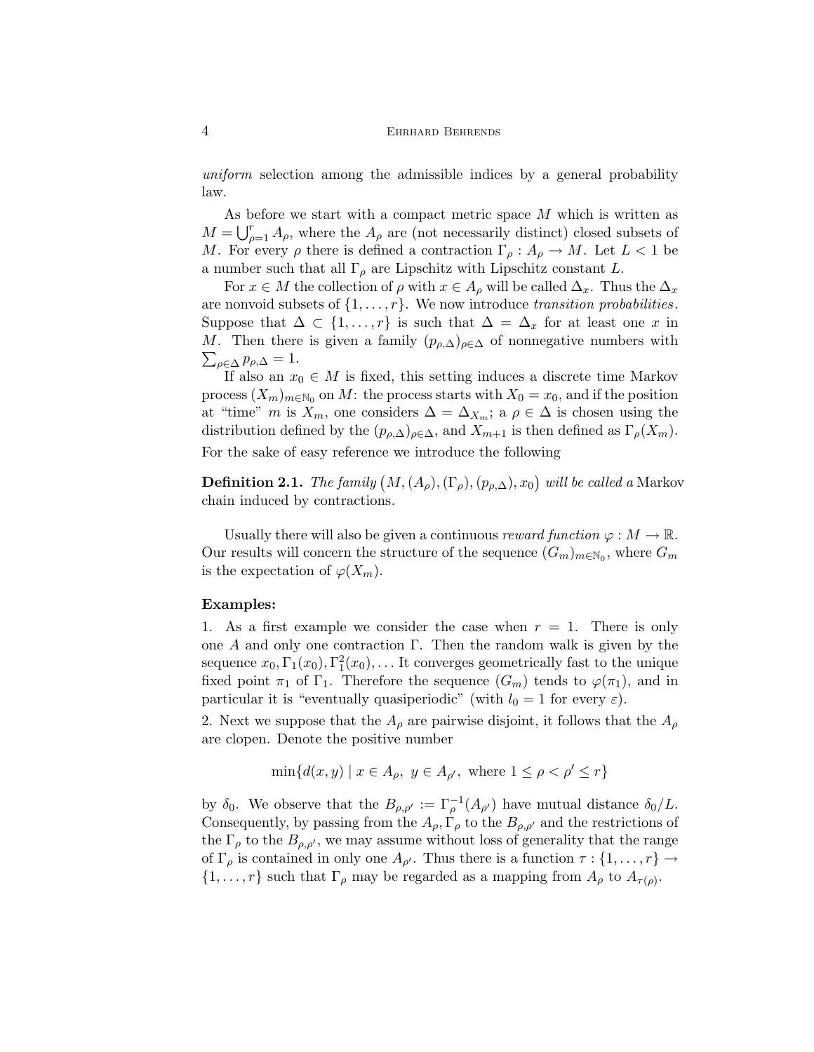*uniform* selection among the admissible indices by a general probability law.

As before we start with a compact metric space $M$ which is written as $M = \bigcup_{\rho=1}^{r} A_\rho$, where the $A_\rho$ are (not necessarily distinct) closed subsets of $M$. For every $\rho$ there is defined a contraction $\Gamma_\rho : A_\rho \to M$. Let $L < 1$ be a number such that all $\Gamma_\rho$ are Lipschitz with Lipschitz constant $L$.

For $x \in M$ the collection of $\rho$ with $x \in A_\rho$ will be called $\Delta_x$. Thus the $\Delta_x$ are nonvoid subsets of $\{1, \ldots, r\}$. We now introduce *transition probabilities*. Suppose that $\Delta \subset \{1, \ldots, r\}$ is such that $\Delta = \Delta_x$ for at least one $x$ in $M$. Then there is given a family $(p_{\rho,\Delta})_{\rho \in \Delta}$ of nonnegative numbers with $\sum_{\rho \in \Delta} p_{\rho,\Delta} = 1$.

If also an $x_0 \in M$ is fixed, this setting induces a discrete time Markov process $(X_m)_{m \in \mathbb{N}_0}$ on $M$: the process starts with $X_0 = x_0$, and if the position at "time" $m$ is $X_m$, one considers $\Delta = \Delta_{X_m}$; a $\rho \in \Delta$ is chosen using the distribution defined by the $(p_{\rho,\Delta})_{\rho \in \Delta}$, and $X_{m+1}$ is then defined as $\Gamma_\rho(X_m)$. For the sake of easy reference we introduce the following

**Definition 2.1.** *The family* $\big(M, (A_\rho), (\Gamma_\rho), (p_{\rho,\Delta}), x_0\big)$ *will be called a* Markov chain induced by contractions*.*

Usually there will also be given a continuous *reward function* $\varphi : M \to \mathbb{R}$. Our results will concern the structure of the sequence $(G_m)_{m \in \mathbb{N}_0}$, where $G_m$ is the expectation of $\varphi(X_m)$.

**Examples:**

1. As a first example we consider the case when $r = 1$. There is only one $A$ and only one contraction $\Gamma$. Then the random walk is given by the sequence $x_0, \Gamma_1(x_0), \Gamma_1^2(x_0), \ldots$ It converges geometrically fast to the unique fixed point $\pi_1$ of $\Gamma_1$. Therefore the sequence $(G_m)$ tends to $\varphi(\pi_1)$, and in particular it is "eventually quasiperiodic" (with $l_0 = 1$ for every $\varepsilon$).

2. Next we suppose that the $A_\rho$ are pairwise disjoint, it follows that the $A_\rho$ are clopen. Denote the positive number

$$\min\{d(x, y) \mid x \in A_\rho,\ y \in A_{\rho'},\ \text{where } 1 \le \rho < \rho' \le r\}$$

by $\delta_0$. We observe that the $B_{\rho,\rho'} := \Gamma_\rho^{-1}(A_{\rho'})$ have mutual distance $\delta_0/L$. Consequently, by passing from the $A_\rho, \Gamma_\rho$ to the $B_{\rho,\rho'}$ and the restrictions of the $\Gamma_\rho$ to the $B_{\rho,\rho'}$, we may assume without loss of generality that the range of $\Gamma_\rho$ is contained in only one $A_{\rho'}$. Thus there is a function $\tau : \{1, \ldots, r\} \to \{1, \ldots, r\}$ such that $\Gamma_\rho$ may be regarded as a mapping from $A_\rho$ to $A_{\tau(\rho)}$.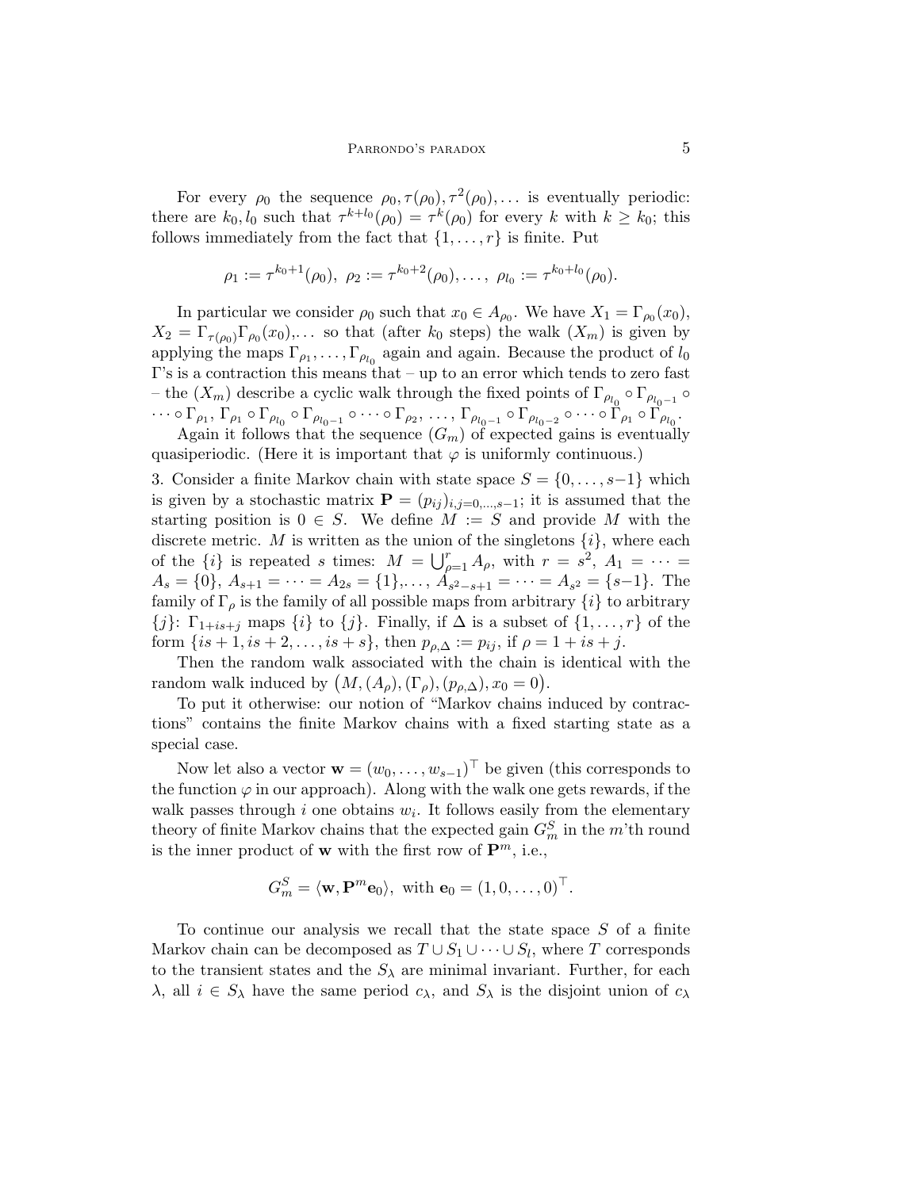For every $\rho_0$ the sequence $\rho_0, \tau(\rho_0), \tau^2(\rho_0), \ldots$ is eventually periodic: there are $k_0, l_0$ such that $\tau^{k+l_0}(\rho_0) = \tau^k(\rho_0)$ for every $k$ with $k \geq k_0$; this follows immediately from the fact that $\{1, \ldots, r\}$ is finite. Put

$$\rho_1 := \tau^{k_0+1}(\rho_0),\ \rho_2 := \tau^{k_0+2}(\rho_0), \ldots,\ \rho_{l_0} := \tau^{k_0+l_0}(\rho_0).$$

In particular we consider $\rho_0$ such that $x_0 \in A_{\rho_0}$. We have $X_1 = \Gamma_{\rho_0}(x_0)$, $X_2 = \Gamma_{\tau(\rho_0)}\Gamma_{\rho_0}(x_0), \ldots$ so that (after $k_0$ steps) the walk $(X_m)$ is given by applying the maps $\Gamma_{\rho_1}, \ldots, \Gamma_{\rho_{l_0}}$ again and again. Because the product of $l_0$ $\Gamma$'s is a contraction this means that – up to an error which tends to zero fast – the $(X_m)$ describe a cyclic walk through the fixed points of $\Gamma_{\rho_{l_0}} \circ \Gamma_{\rho_{l_0-1}} \circ \cdots \circ \Gamma_{\rho_1}$, $\Gamma_{\rho_1} \circ \Gamma_{\rho_{l_0}} \circ \Gamma_{\rho_{l_0-1}} \circ \cdots \circ \Gamma_{\rho_2}$, $\ldots$, $\Gamma_{\rho_{l_0-1}} \circ \Gamma_{\rho_{l_0-2}} \circ \cdots \circ \Gamma_{\rho_1} \circ \Gamma_{\rho_{l_0}}$.

Again it follows that the sequence $(G_m)$ of expected gains is eventually quasiperiodic. (Here it is important that $\varphi$ is uniformly continuous.)

3. Consider a finite Markov chain with state space $S = \{0, \ldots, s-1\}$ which is given by a stochastic matrix $\mathbf{P} = (p_{ij})_{i,j=0,\ldots,s-1}$; it is assumed that the starting position is $0 \in S$. We define $M := S$ and provide $M$ with the discrete metric. $M$ is written as the union of the singletons $\{i\}$, where each of the $\{i\}$ is repeated $s$ times: $M = \bigcup_{\rho=1}^r A_\rho$, with $r = s^2$, $A_1 = \cdots = A_s = \{0\}$, $A_{s+1} = \cdots = A_{2s} = \{1\}, \ldots, A_{s^2-s+1} = \cdots = A_{s^2} = \{s-1\}$. The family of $\Gamma_\rho$ is the family of all possible maps from arbitrary $\{i\}$ to arbitrary $\{j\}$: $\Gamma_{1+is+j}$ maps $\{i\}$ to $\{j\}$. Finally, if $\Delta$ is a subset of $\{1, \ldots, r\}$ of the form $\{is+1, is+2, \ldots, is+s\}$, then $p_{\rho,\Delta} := p_{ij}$, if $\rho = 1 + is + j$.

Then the random walk associated with the chain is identical with the random walk induced by $\big(M, (A_\rho), (\Gamma_\rho), (p_{\rho,\Delta}), x_0 = 0\big)$.

To put it otherwise: our notion of "Markov chains induced by contractions" contains the finite Markov chains with a fixed starting state as a special case.

Now let also a vector $\mathbf{w} = (w_0, \ldots, w_{s-1})^\top$ be given (this corresponds to the function $\varphi$ in our approach). Along with the walk one gets rewards, if the walk passes through $i$ one obtains $w_i$. It follows easily from the elementary theory of finite Markov chains that the expected gain $G_m^S$ in the $m$'th round is the inner product of $\mathbf{w}$ with the first row of $\mathbf{P}^m$, i.e.,

$$G_m^S = \langle \mathbf{w}, \mathbf{P}^m \mathbf{e}_0 \rangle, \text{ with } \mathbf{e}_0 = (1, 0, \ldots, 0)^\top.$$

To continue our analysis we recall that the state space $S$ of a finite Markov chain can be decomposed as $T \cup S_1 \cup \cdots \cup S_l$, where $T$ corresponds to the transient states and the $S_\lambda$ are minimal invariant. Further, for each $\lambda$, all $i \in S_\lambda$ have the same period $c_\lambda$, and $S_\lambda$ is the disjoint union of $c_\lambda$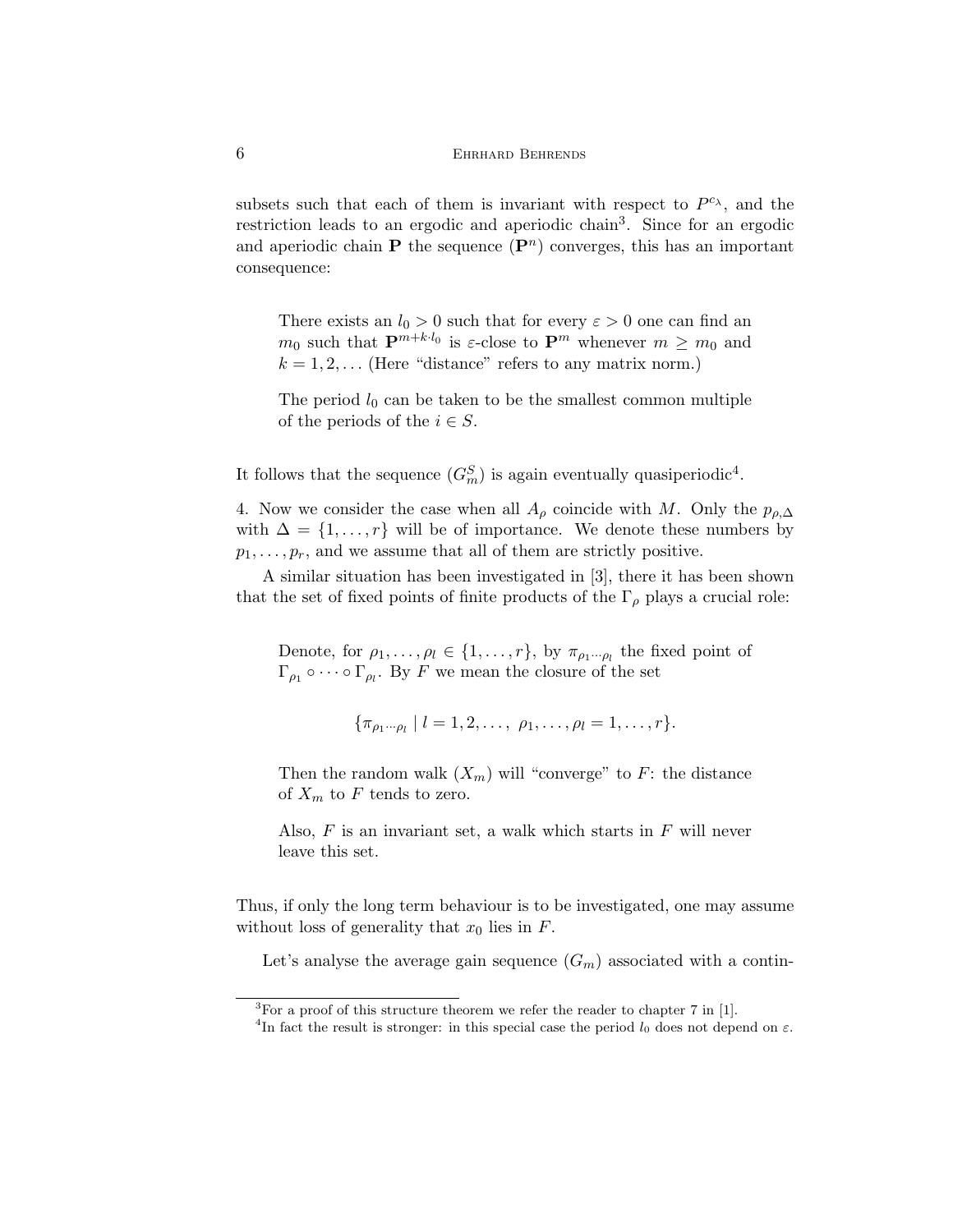subsets such that each of them is invariant with respect to $P^{c_\lambda}$, and the restriction leads to an ergodic and aperiodic chain[3]. Since for an ergodic and aperiodic chain $\mathbf{P}$ the sequence $(\mathbf{P}^n)$ converges, this has an important consequence:

> There exists an $l_0 > 0$ such that for every $\varepsilon > 0$ one can find an $m_0$ such that $\mathbf{P}^{m+k\cdot l_0}$ is $\varepsilon$-close to $\mathbf{P}^m$ whenever $m \geq m_0$ and $k = 1, 2, \ldots$ (Here "distance" refers to any matrix norm.)
>
> The period $l_0$ can be taken to be the smallest common multiple of the periods of the $i \in S$.

It follows that the sequence $(G^S_m)$ is again eventually quasiperiodic[4].

4. Now we consider the case when all $A_\rho$ coincide with $M$. Only the $p_{\rho,\Delta}$ with $\Delta = \{1, \ldots, r\}$ will be of importance. We denote these numbers by $p_1, \ldots, p_r$, and we assume that all of them are strictly positive.

A similar situation has been investigated in [3], there it has been shown that the set of fixed points of finite products of the $\Gamma_\rho$ plays a crucial role:

> Denote, for $\rho_1, \ldots, \rho_l \in \{1, \ldots, r\}$, by $\pi_{\rho_1 \cdots \rho_l}$ the fixed point of $\Gamma_{\rho_1} \circ \cdots \circ \Gamma_{\rho_l}$. By $F$ we mean the closure of the set
>
> $$\{\pi_{\rho_1 \cdots \rho_l} \mid l = 1, 2, \ldots,\ \rho_1, \ldots, \rho_l = 1, \ldots, r\}.$$
>
> Then the random walk $(X_m)$ will "converge" to $F$: the distance of $X_m$ to $F$ tends to zero.
>
> Also, $F$ is an invariant set, a walk which starts in $F$ will never leave this set.

Thus, if only the long term behaviour is to be investigated, one may assume without loss of generality that $x_0$ lies in $F$.

Let's analyse the average gain sequence $(G_m)$ associated with a contin-

---

[3] For a proof of this structure theorem we refer the reader to chapter 7 in [1].

[4] In fact the result is stronger: in this special case the period $l_0$ does not depend on $\varepsilon$.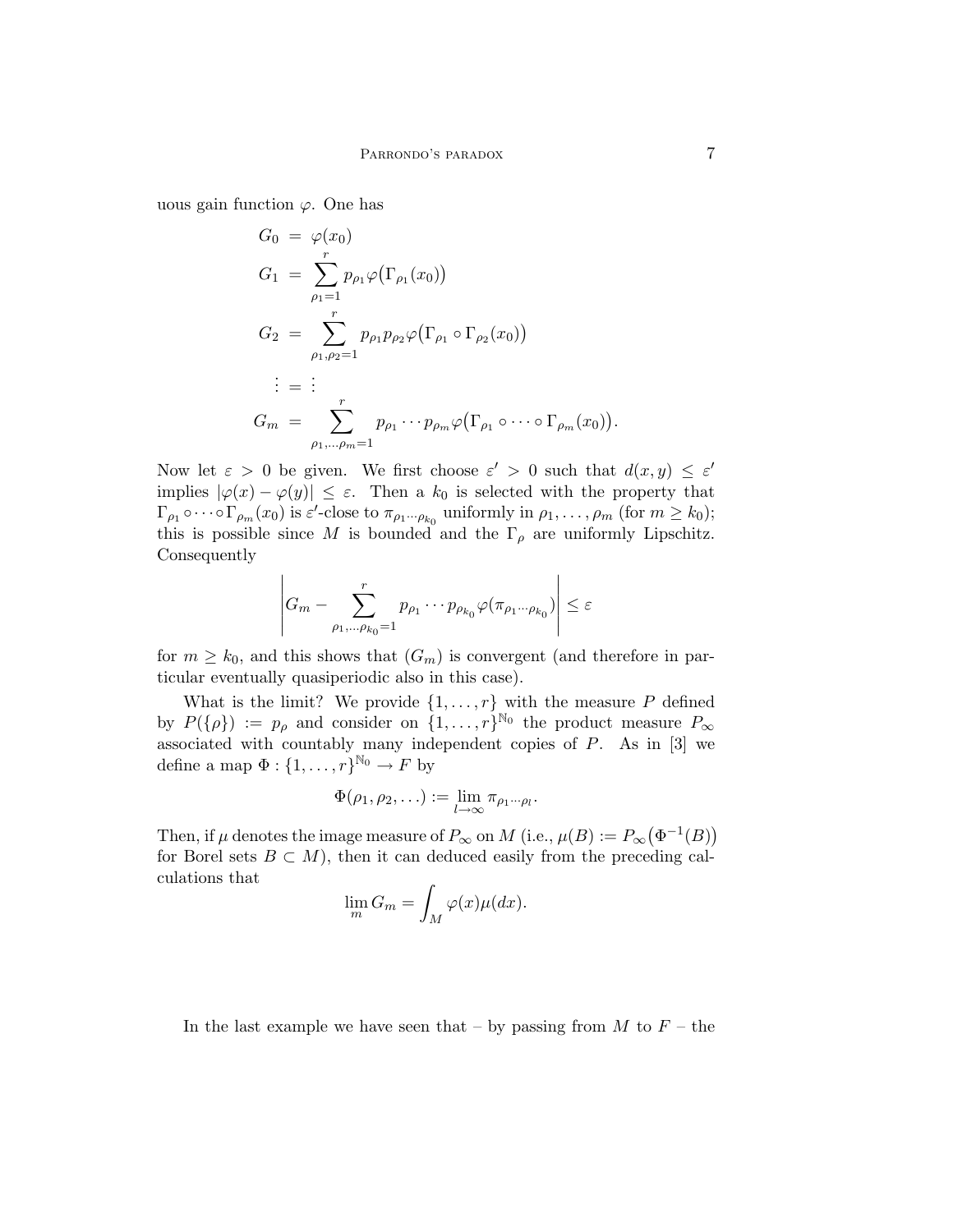uous gain function $\varphi$. One has

$$
\begin{aligned}
G_0 &= \varphi(x_0) \\
G_1 &= \sum_{\rho_1=1}^{r} p_{\rho_1} \varphi\big(\Gamma_{\rho_1}(x_0)\big) \\
G_2 &= \sum_{\rho_1,\rho_2=1}^{r} p_{\rho_1} p_{\rho_2} \varphi\big(\Gamma_{\rho_1} \circ \Gamma_{\rho_2}(x_0)\big) \\
\vdots &= \vdots \\
G_m &= \sum_{\rho_1,\ldots \rho_m=1}^{r} p_{\rho_1} \cdots p_{\rho_m} \varphi\big(\Gamma_{\rho_1} \circ \cdots \circ \Gamma_{\rho_m}(x_0)\big).
\end{aligned}
$$

Now let $\varepsilon > 0$ be given. We first choose $\varepsilon' > 0$ such that $d(x, y) \leq \varepsilon'$ implies $|\varphi(x) - \varphi(y)| \leq \varepsilon$. Then a $k_0$ is selected with the property that $\Gamma_{\rho_1} \circ \cdots \circ \Gamma_{\rho_m}(x_0)$ is $\varepsilon'$-close to $\pi_{\rho_1 \cdots \rho_{k_0}}$ uniformly in $\rho_1, \ldots, \rho_m$ (for $m \geq k_0$); this is possible since $M$ is bounded and the $\Gamma_\rho$ are uniformly Lipschitz. Consequently

$$
\left| G_m - \sum_{\rho_1,\ldots \rho_{k_0}=1}^{r} p_{\rho_1} \cdots p_{\rho_{k_0}} \varphi(\pi_{\rho_1 \cdots \rho_{k_0}}) \right| \leq \varepsilon
$$

for $m \geq k_0$, and this shows that $(G_m)$ is convergent (and therefore in particular eventually quasiperiodic also in this case).

What is the limit? We provide $\{1, \ldots, r\}$ with the measure $P$ defined by $P(\{\rho\}) := p_\rho$ and consider on $\{1, \ldots, r\}^{\mathbb{N}_0}$ the product measure $P_\infty$ associated with countably many independent copies of $P$. As in [3] we define a map $\Phi : \{1, \ldots, r\}^{\mathbb{N}_0} \to F$ by

$$
\Phi(\rho_1, \rho_2, \ldots) := \lim_{l \to \infty} \pi_{\rho_1 \cdots \rho_l}.
$$

Then, if $\mu$ denotes the image measure of $P_\infty$ on $M$ (i.e., $\mu(B) := P_\infty\big(\Phi^{-1}(B)\big)$ for Borel sets $B \subset M$), then it can deduced easily from the preceding calculations that

$$
\lim_m G_m = \int_M \varphi(x) \mu(dx).
$$

In the last example we have seen that – by passing from $M$ to $F$ – the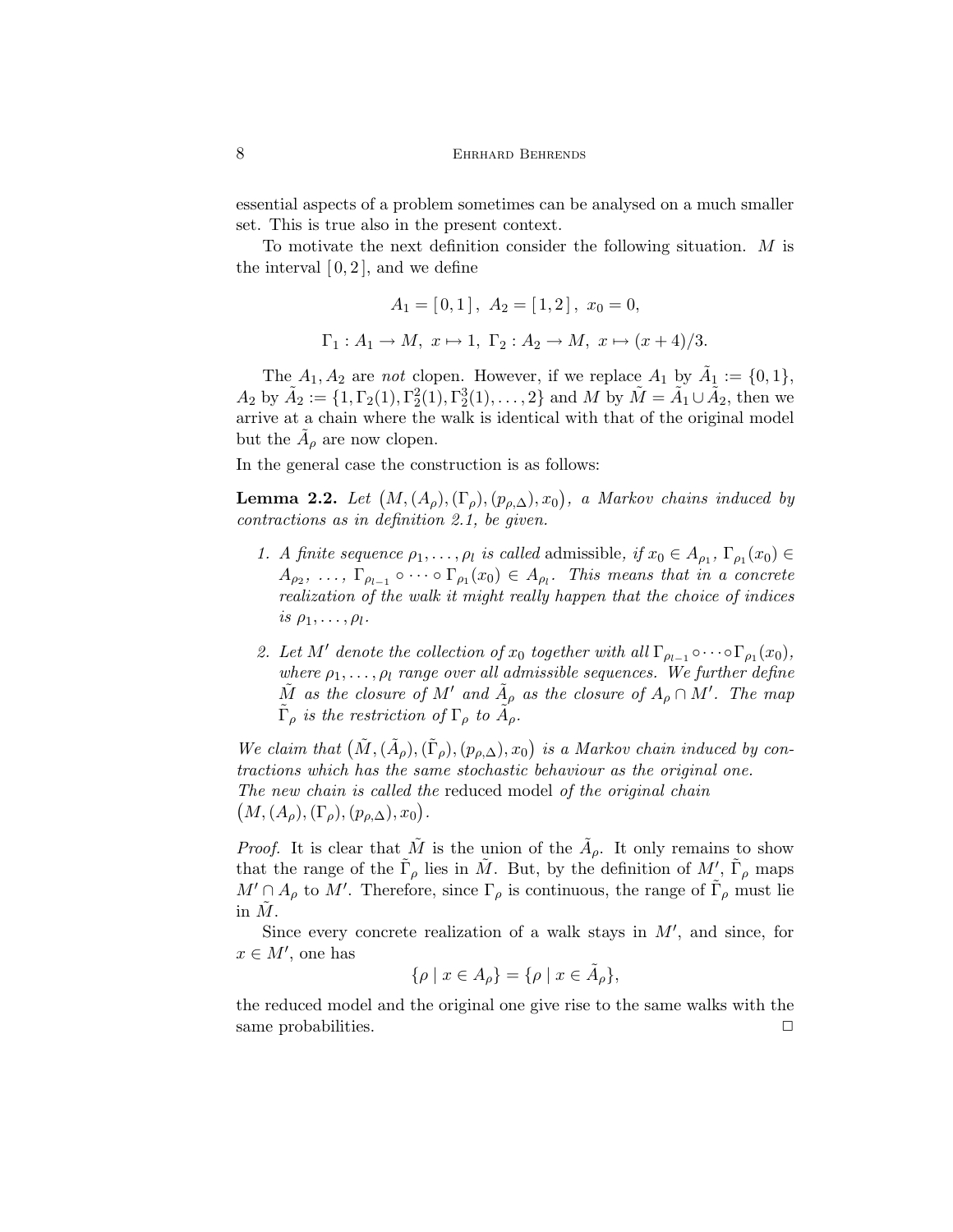essential aspects of a problem sometimes can be analysed on a much smaller set. This is true also in the present context.

To motivate the next definition consider the following situation. $M$ is the interval $[0,2]$, and we define

$$A_1 = [0,1], \ A_2 = [1,2], \ x_0 = 0,$$

$$\Gamma_1 : A_1 \to M, \ x \mapsto 1, \ \Gamma_2 : A_2 \to M, \ x \mapsto (x+4)/3.$$

The $A_1, A_2$ are *not* clopen. However, if we replace $A_1$ by $\tilde{A}_1 := \{0,1\}$, $A_2$ by $\tilde{A}_2 := \{1, \Gamma_2(1), \Gamma_2^2(1), \Gamma_2^3(1), \ldots, 2\}$ and $M$ by $\tilde{M} = \tilde{A}_1 \cup \tilde{A}_2$, then we arrive at a chain where the walk is identical with that of the original model but the $\tilde{A}_\rho$ are now clopen.

In the general case the construction is as follows:

**Lemma 2.2.** *Let $\big(M, (A_\rho), (\Gamma_\rho), (p_{\rho,\Delta}), x_0\big)$, a Markov chains induced by contractions as in definition 2.1, be given.*

1. *A finite sequence $\rho_1, \ldots, \rho_l$ is called* admissible*, if $x_0 \in A_{\rho_1}$, $\Gamma_{\rho_1}(x_0) \in A_{\rho_2}, \ \ldots, \ \Gamma_{\rho_{l-1}} \circ \cdots \circ \Gamma_{\rho_1}(x_0) \in A_{\rho_l}$. This means that in a concrete realization of the walk it might really happen that the choice of indices is $\rho_1, \ldots, \rho_l$.*
2. *Let $M'$ denote the collection of $x_0$ together with all $\Gamma_{\rho_{l-1}} \circ \cdots \circ \Gamma_{\rho_1}(x_0)$, where $\rho_1, \ldots, \rho_l$ range over all admissible sequences. We further define $\tilde{M}$ as the closure of $M'$ and $\tilde{A}_\rho$ as the closure of $A_\rho \cap M'$. The map $\tilde{\Gamma}_\rho$ is the restriction of $\Gamma_\rho$ to $\tilde{A}_\rho$.*

*We claim that $\big(\tilde{M}, (\tilde{A}_\rho), (\tilde{\Gamma}_\rho), (p_{\rho,\Delta}), x_0\big)$ is a Markov chain induced by contractions which has the same stochastic behaviour as the original one. The new chain is called the* reduced model *of the original chain $\big(M, (A_\rho), (\Gamma_\rho), (p_{\rho,\Delta}), x_0\big)$.*

*Proof.* It is clear that $\tilde{M}$ is the union of the $\tilde{A}_\rho$. It only remains to show that the range of the $\tilde{\Gamma}_\rho$ lies in $\tilde{M}$. But, by the definition of $M'$, $\tilde{\Gamma}_\rho$ maps $M' \cap A_\rho$ to $M'$. Therefore, since $\Gamma_\rho$ is continuous, the range of $\tilde{\Gamma}_\rho$ must lie in $\tilde{M}$.

Since every concrete realization of a walk stays in $M'$, and since, for $x \in M'$, one has

$$\{\rho \mid x \in A_\rho\} = \{\rho \mid x \in \tilde{A}_\rho\},$$

the reduced model and the original one give rise to the same walks with the same probabilities. □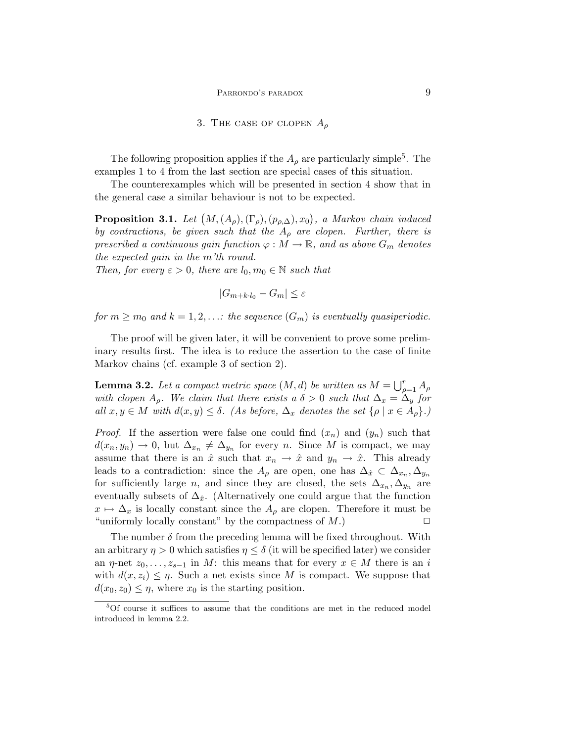## 3. The case of clopen $A_\rho$

The following proposition applies if the $A_\rho$ are particularly simple[5]. The examples 1 to 4 from the last section are special cases of this situation.

The counterexamples which will be presented in section 4 show that in the general case a similar behaviour is not to be expected.

**Proposition 3.1.** *Let $\big(M, (A_\rho), (\Gamma_\rho), (p_{\rho,\Delta}), x_0\big)$, a Markov chain induced by contractions, be given such that the $A_\rho$ are clopen. Further, there is prescribed a continuous gain function $\varphi : M \to \mathbb{R}$, and as above $G_m$ denotes the expected gain in the $m$'th round.*
*Then, for every $\varepsilon > 0$, there are $l_0, m_0 \in \mathbb{N}$ such that*

$$|G_{m+k\cdot l_0} - G_m| \le \varepsilon$$

*for $m \ge m_0$ and $k = 1, 2, \ldots$: the sequence $(G_m)$ is eventually quasiperiodic.*

The proof will be given later, it will be convenient to prove some preliminary results first. The idea is to reduce the assertion to the case of finite Markov chains (cf. example 3 of section 2).

**Lemma 3.2.** *Let a compact metric space $(M, d)$ be written as $M = \bigcup_{\rho=1}^{r} A_\rho$ with clopen $A_\rho$. We claim that there exists a $\delta > 0$ such that $\Delta_x = \Delta_y$ for all $x, y \in M$ with $d(x, y) \le \delta$. (As before, $\Delta_x$ denotes the set $\{\rho \mid x \in A_\rho\}$.)*

*Proof.* If the assertion were false one could find $(x_n)$ and $(y_n)$ such that $d(x_n, y_n) \to 0$, but $\Delta_{x_n} \ne \Delta_{y_n}$ for every $n$. Since $M$ is compact, we may assume that there is an $\hat{x}$ such that $x_n \to \hat{x}$ and $y_n \to \hat{x}$. This already leads to a contradiction: since the $A_\rho$ are open, one has $\Delta_{\hat{x}} \subset \Delta_{x_n}, \Delta_{y_n}$ for sufficiently large $n$, and since they are closed, the sets $\Delta_{x_n}, \Delta_{y_n}$ are eventually subsets of $\Delta_{\hat{x}}$. (Alternatively one could argue that the function $x \mapsto \Delta_x$ is locally constant since the $A_\rho$ are clopen. Therefore it must be "uniformly locally constant" by the compactness of $M$.) □

The number $\delta$ from the preceding lemma will be fixed throughout. With an arbitrary $\eta > 0$ which satisfies $\eta \le \delta$ (it will be specified later) we consider an $\eta$-net $z_0, \ldots, z_{s-1}$ in $M$: this means that for every $x \in M$ there is an $i$ with $d(x, z_i) \le \eta$. Such a net exists since $M$ is compact. We suppose that $d(x_0, z_0) \le \eta$, where $x_0$ is the starting position.

[5] Of course it suffices to assume that the conditions are met in the reduced model introduced in lemma 2.2.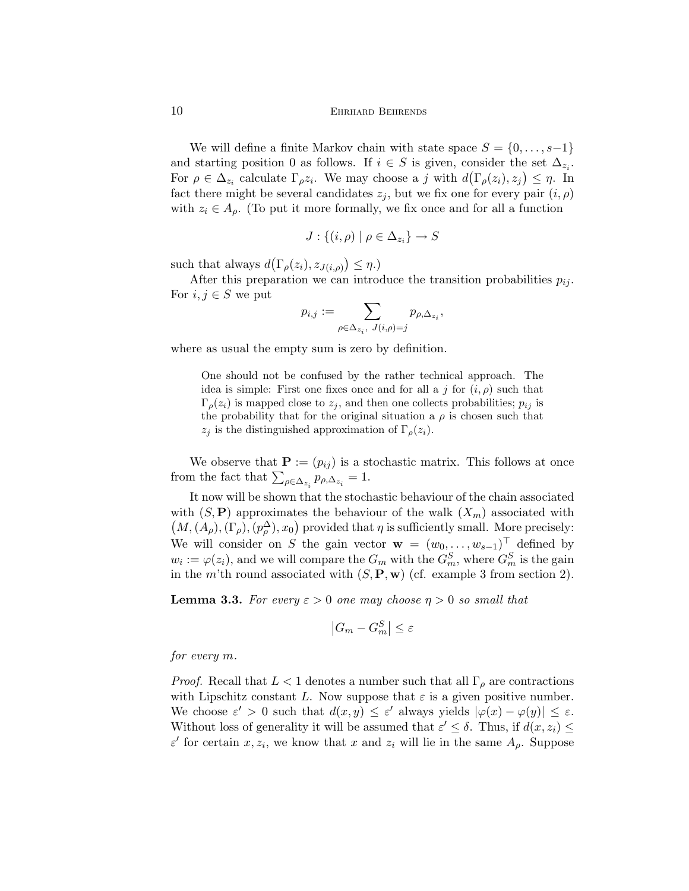We will define a finite Markov chain with state space $S = \{0, \ldots, s-1\}$ and starting position 0 as follows. If $i \in S$ is given, consider the set $\Delta_{z_i}$. For $\rho \in \Delta_{z_i}$ calculate $\Gamma_\rho z_i$. We may choose a $j$ with $d\big(\Gamma_\rho(z_i), z_j\big) \le \eta$. In fact there might be several candidates $z_j$, but we fix one for every pair $(i, \rho)$ with $z_i \in A_\rho$. (To put it more formally, we fix once and for all a function

$$J : \{(i, \rho) \mid \rho \in \Delta_{z_i}\} \to S$$

such that always $d\big(\Gamma_\rho(z_i), z_{J(i,\rho)}\big) \le \eta$.)

After this preparation we can introduce the transition probabilities $p_{ij}$. For $i, j \in S$ we put

$$p_{i,j} := \sum_{\rho \in \Delta_{z_i},\ J(i,\rho)=j} p_{\rho, \Delta_{z_i}},$$

where as usual the empty sum is zero by definition.

> One should not be confused by the rather technical approach. The idea is simple: First one fixes once and for all a $j$ for $(i, \rho)$ such that $\Gamma_\rho(z_i)$ is mapped close to $z_j$, and then one collects probabilities; $p_{ij}$ is the probability that for the original situation a $\rho$ is chosen such that $z_j$ is the distinguished approximation of $\Gamma_\rho(z_i)$.

We observe that $\mathbf{P} := (p_{ij})$ is a stochastic matrix. This follows at once from the fact that $\sum_{\rho \in \Delta_{z_i}} p_{\rho, \Delta_{z_i}} = 1$.

It now will be shown that the stochastic behaviour of the chain associated with $(S, \mathbf{P})$ approximates the behaviour of the walk $(X_m)$ associated with $\big(M, (A_\rho), (\Gamma_\rho), (p^\Delta_\rho), x_0\big)$ provided that $\eta$ is sufficiently small. More precisely: We will consider on $S$ the gain vector $\mathbf{w} = (w_0, \ldots, w_{s-1})^\top$ defined by $w_i := \varphi(z_i)$, and we will compare the $G_m$ with the $G^S_m$, where $G^S_m$ is the gain in the $m$'th round associated with $(S, \mathbf{P}, \mathbf{w})$ (cf. example 3 from section 2).

**Lemma 3.3.** *For every $\varepsilon > 0$ one may choose $\eta > 0$ so small that*

$$\big|G_m - G^S_m\big| \le \varepsilon$$

*for every $m$.*

*Proof.* Recall that $L < 1$ denotes a number such that all $\Gamma_\rho$ are contractions with Lipschitz constant $L$. Now suppose that $\varepsilon$ is a given positive number. We choose $\varepsilon' > 0$ such that $d(x, y) \le \varepsilon'$ always yields $|\varphi(x) - \varphi(y)| \le \varepsilon$. Without loss of generality it will be assumed that $\varepsilon' \le \delta$. Thus, if $d(x, z_i) \le \varepsilon'$ for certain $x, z_i$, we know that $x$ and $z_i$ will lie in the same $A_\rho$. Suppose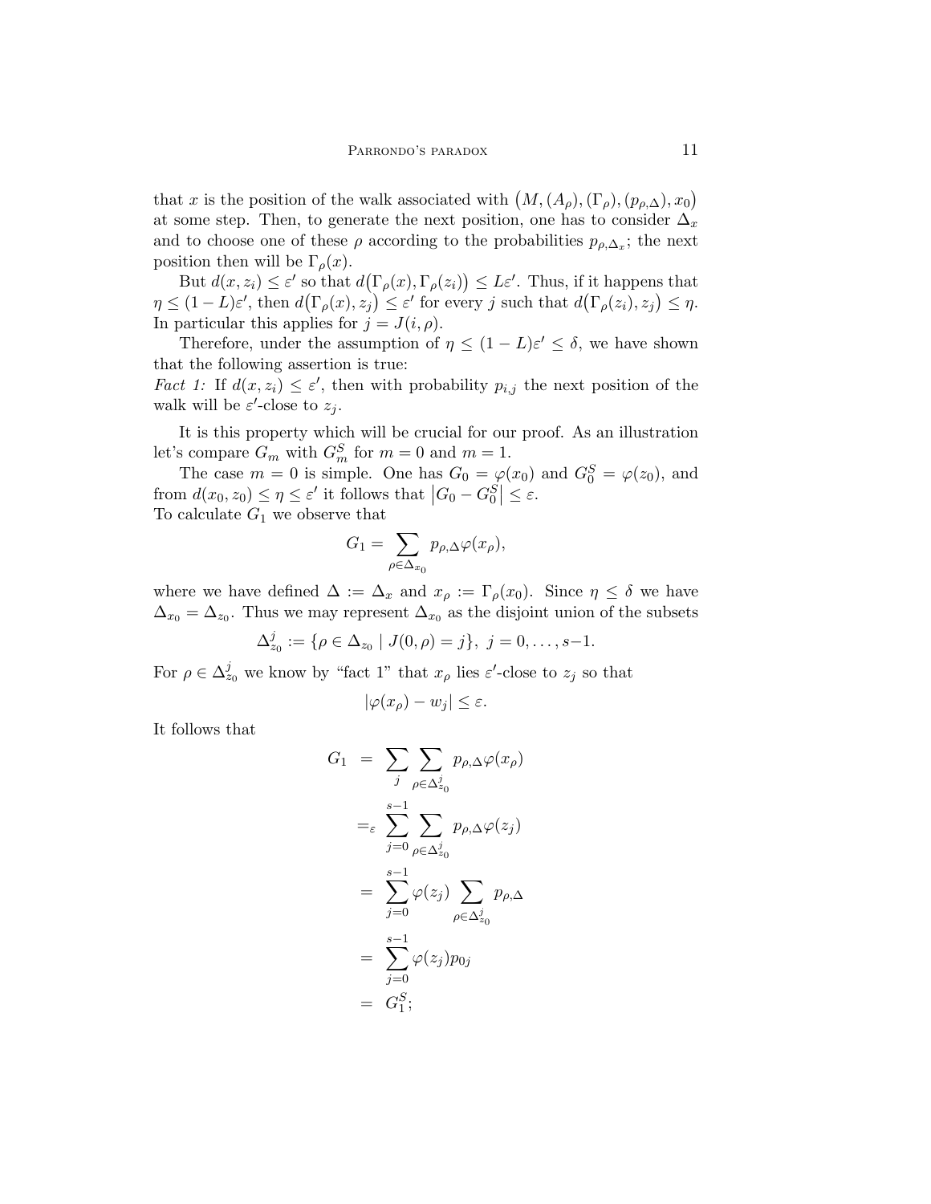that $x$ is the position of the walk associated with $\big(M, (A_\rho), (\Gamma_\rho), (p_{\rho,\Delta}), x_0\big)$ at some step. Then, to generate the next position, one has to consider $\Delta_x$ and to choose one of these $\rho$ according to the probabilities $p_{\rho,\Delta_x}$; the next position then will be $\Gamma_\rho(x)$.

But $d(x, z_i) \le \varepsilon'$ so that $d\big(\Gamma_\rho(x), \Gamma_\rho(z_i)\big) \le L\varepsilon'$. Thus, if it happens that $\eta \le (1-L)\varepsilon'$, then $d\big(\Gamma_\rho(x), z_j\big) \le \varepsilon'$ for every $j$ such that $d\big(\Gamma_\rho(z_i), z_j\big) \le \eta$. In particular this applies for $j = J(i, \rho)$.

Therefore, under the assumption of $\eta \le (1-L)\varepsilon' \le \delta$, we have shown that the following assertion is true:
*Fact 1:* If $d(x, z_i) \le \varepsilon'$, then with probability $p_{i,j}$ the next position of the walk will be $\varepsilon'$-close to $z_j$.

It is this property which will be crucial for our proof. As an illustration let's compare $G_m$ with $G_m^S$ for $m = 0$ and $m = 1$.

The case $m = 0$ is simple. One has $G_0 = \varphi(x_0)$ and $G_0^S = \varphi(z_0)$, and from $d(x_0, z_0) \le \eta \le \varepsilon'$ it follows that $\big|G_0 - G_0^S\big| \le \varepsilon$.
To calculate $G_1$ we observe that

$$G_1 = \sum_{\rho \in \Delta_{x_0}} p_{\rho,\Delta}\varphi(x_\rho),$$

where we have defined $\Delta := \Delta_x$ and $x_\rho := \Gamma_\rho(x_0)$. Since $\eta \le \delta$ we have $\Delta_{x_0} = \Delta_{z_0}$. Thus we may represent $\Delta_{x_0}$ as the disjoint union of the subsets

$$\Delta_{z_0}^j := \{\rho \in \Delta_{z_0} \mid J(0, \rho) = j\},\ j = 0, \ldots, s{-}1.$$

For $\rho \in \Delta_{z_0}^j$ we know by "fact 1" that $x_\rho$ lies $\varepsilon'$-close to $z_j$ so that

$$|\varphi(x_\rho) - w_j| \le \varepsilon.$$

It follows that

$$\begin{aligned}
G_1 &= \sum_j \sum_{\rho \in \Delta_{z_0}^j} p_{\rho,\Delta}\varphi(x_\rho) \\
&=_\varepsilon \sum_{j=0}^{s-1} \sum_{\rho \in \Delta_{z_0}^j} p_{\rho,\Delta}\varphi(z_j) \\
&= \sum_{j=0}^{s-1} \varphi(z_j) \sum_{\rho \in \Delta_{z_0}^j} p_{\rho,\Delta} \\
&= \sum_{j=0}^{s-1} \varphi(z_j) p_{0j} \\
&= G_1^S;
\end{aligned}$$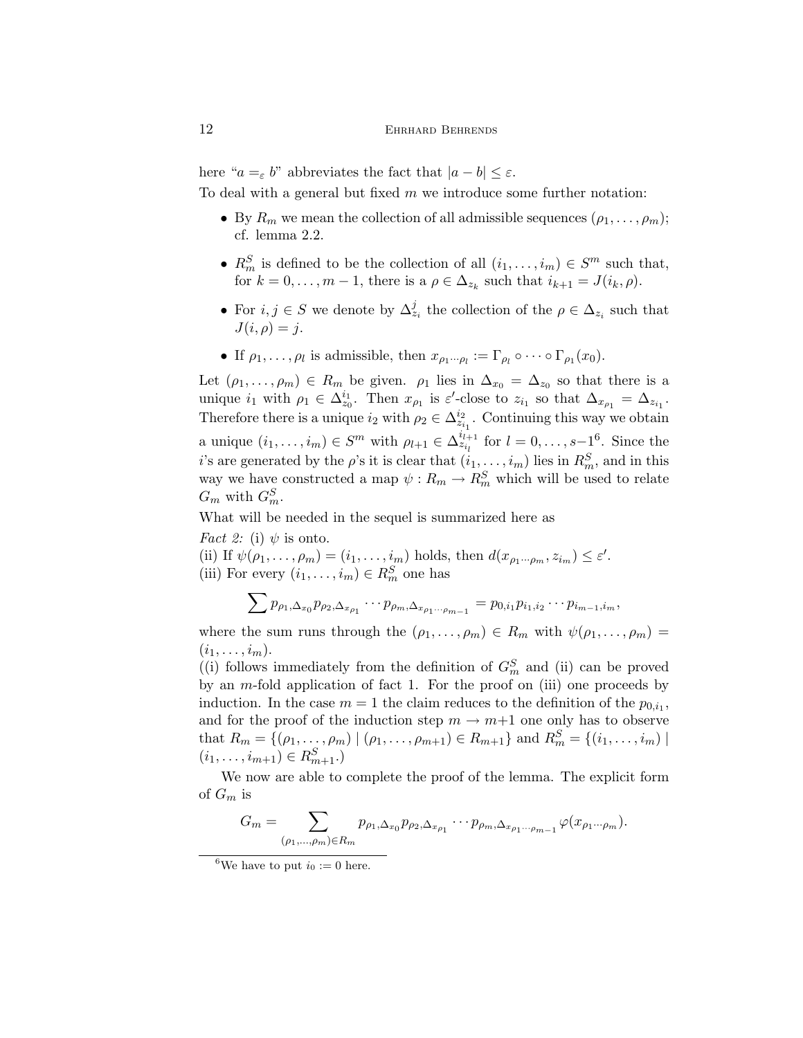here "$a =_\varepsilon b$" abbreviates the fact that $|a - b| \le \varepsilon$.

To deal with a general but fixed $m$ we introduce some further notation:

- By $R_m$ we mean the collection of all admissible sequences $(\rho_1, \ldots, \rho_m)$; cf. lemma 2.2.
- $R^S_m$ is defined to be the collection of all $(i_1, \ldots, i_m) \in S^m$ such that, for $k = 0, \ldots, m-1$, there is a $\rho \in \Delta_{z_k}$ such that $i_{k+1} = J(i_k, \rho)$.
- For $i, j \in S$ we denote by $\Delta^j_{z_i}$ the collection of the $\rho \in \Delta_{z_i}$ such that $J(i, \rho) = j$.
- If $\rho_1, \ldots, \rho_l$ is admissible, then $x_{\rho_1 \cdots \rho_l} := \Gamma_{\rho_l} \circ \cdots \circ \Gamma_{\rho_1}(x_0)$.

Let $(\rho_1, \ldots, \rho_m) \in R_m$ be given. $\rho_1$ lies in $\Delta_{x_0} = \Delta_{z_0}$ so that there is a unique $i_1$ with $\rho_1 \in \Delta^{i_1}_{z_0}$. Then $x_{\rho_1}$ is $\varepsilon'$-close to $z_{i_1}$ so that $\Delta_{x_{\rho_1}} = \Delta_{z_{i_1}}$. Therefore there is a unique $i_2$ with $\rho_2 \in \Delta^{i_2}_{z_{i_1}}$. Continuing this way we obtain a unique $(i_1, \ldots, i_m) \in S^m$ with $\rho_{l+1} \in \Delta^{i_{l+1}}_{z_{i_l}}$ for $l = 0, \ldots, s-1$[6]. Since the $i$'s are generated by the $\rho$'s it is clear that $(i_1, \ldots, i_m)$ lies in $R^S_m$, and in this way we have constructed a map $\psi : R_m \to R^S_m$ which will be used to relate $G_m$ with $G^S_m$.

What will be needed in the sequel is summarized here as

*Fact 2:* (i) $\psi$ is onto.
(ii) If $\psi(\rho_1, \ldots, \rho_m) = (i_1, \ldots, i_m)$ holds, then $d(x_{\rho_1 \cdots \rho_m}, z_{i_m}) \le \varepsilon'$.
(iii) For every $(i_1, \ldots, i_m) \in R^S_m$ one has

$$\sum p_{\rho_1, \Delta_{x_0}} p_{\rho_2, \Delta_{x_{\rho_1}}} \cdots p_{\rho_m, \Delta_{x_{\rho_1 \cdots \rho_{m-1}}}} = p_{0,i_1} p_{i_1,i_2} \cdots p_{i_{m-1},i_m},$$

where the sum runs through the $(\rho_1, \ldots, \rho_m) \in R_m$ with $\psi(\rho_1, \ldots, \rho_m) = (i_1, \ldots, i_m)$.

((i) follows immediately from the definition of $G^S_m$ and (ii) can be proved by an $m$-fold application of fact 1. For the proof on (iii) one proceeds by induction. In the case $m = 1$ the claim reduces to the definition of the $p_{0,i_1}$, and for the proof of the induction step $m \to m+1$ one only has to observe that $R_m = \{(\rho_1, \ldots, \rho_m) \mid (\rho_1, \ldots, \rho_{m+1}) \in R_{m+1}\}$ and $R^S_m = \{(i_1, \ldots, i_m) \mid (i_1, \ldots, i_{m+1}) \in R^S_{m+1}.$)

We now are able to complete the proof of the lemma. The explicit form of $G_m$ is

$$G_m = \sum_{(\rho_1, \ldots, \rho_m) \in R_m} p_{\rho_1, \Delta_{x_0}} p_{\rho_2, \Delta_{x_{\rho_1}}} \cdots p_{\rho_m, \Delta_{x_{\rho_1 \cdots \rho_{m-1}}}} \varphi(x_{\rho_1 \cdots \rho_m}).$$

[6] We have to put $i_0 := 0$ here.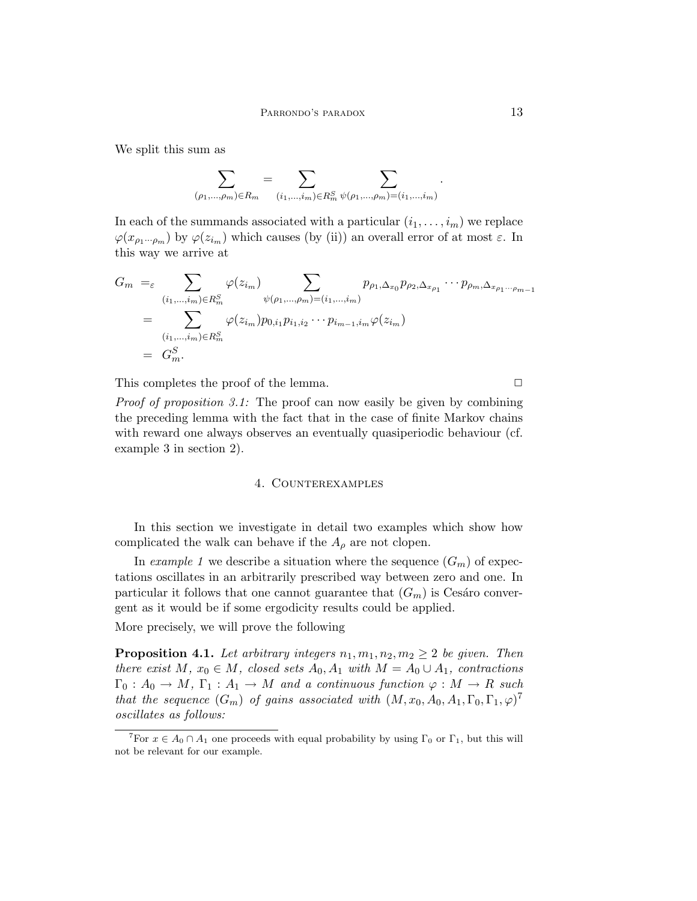We split this sum as

$$\sum_{(\rho_1,\ldots,\rho_m)\in R_m} = \sum_{(i_1,\ldots,i_m)\in R_m^S} \sum_{\psi(\rho_1,\ldots,\rho_m)=(i_1,\ldots,i_m)}.$$

In each of the summands associated with a particular $(i_1,\ldots,i_m)$ we replace $\varphi(x_{\rho_1\cdots\rho_m})$ by $\varphi(z_{i_m})$ which causes (by (ii)) an overall error of at most $\varepsilon$. In this way we arrive at

$$\begin{aligned}
G_m &=_\varepsilon \sum_{(i_1,\ldots,i_m)\in R_m^S} \varphi(z_{i_m}) \sum_{\psi(\rho_1,\ldots,\rho_m)=(i_1,\ldots,i_m)} p_{\rho_1,\Delta_{x_0}} p_{\rho_2,\Delta_{x_{\rho_1}}} \cdots p_{\rho_m,\Delta_{x_{\rho_1\cdots\rho_{m-1}}}} \\
&= \sum_{(i_1,\ldots,i_m)\in R_m^S} \varphi(z_{i_m}) p_{0,i_1} p_{i_1,i_2} \cdots p_{i_{m-1},i_m} \varphi(z_{i_m}) \\
&= G_m^S.
\end{aligned}$$

This completes the proof of the lemma. □

*Proof of proposition 3.1:* The proof can now easily be given by combining the preceding lemma with the fact that in the case of finite Markov chains with reward one always observes an eventually quasiperiodic behaviour (cf. example 3 in section 2).

## 4. Counterexamples

In this section we investigate in detail two examples which show how complicated the walk can behave if the $A_\rho$ are not clopen.

In *example 1* we describe a situation where the sequence $(G_m)$ of expectations oscillates in an arbitrarily prescribed way between zero and one. In particular it follows that one cannot guarantee that $(G_m)$ is Cesáro convergent as it would be if some ergodicity results could be applied.

More precisely, we will prove the following

**Proposition 4.1.** *Let arbitrary integers $n_1, m_1, n_2, m_2 \geq 2$ be given. Then there exist $M$, $x_0 \in M$, closed sets $A_0, A_1$ with $M = A_0 \cup A_1$, contractions $\Gamma_0 : A_0 \to M$, $\Gamma_1 : A_1 \to M$ and a continuous function $\varphi : M \to R$ such that the sequence $(G_m)$ of gains associated with $(M, x_0, A_0, A_1, \Gamma_0, \Gamma_1, \varphi)$[7] oscillates as follows:*

[7]For $x \in A_0 \cap A_1$ one proceeds with equal probability by using $\Gamma_0$ or $\Gamma_1$, but this will not be relevant for our example.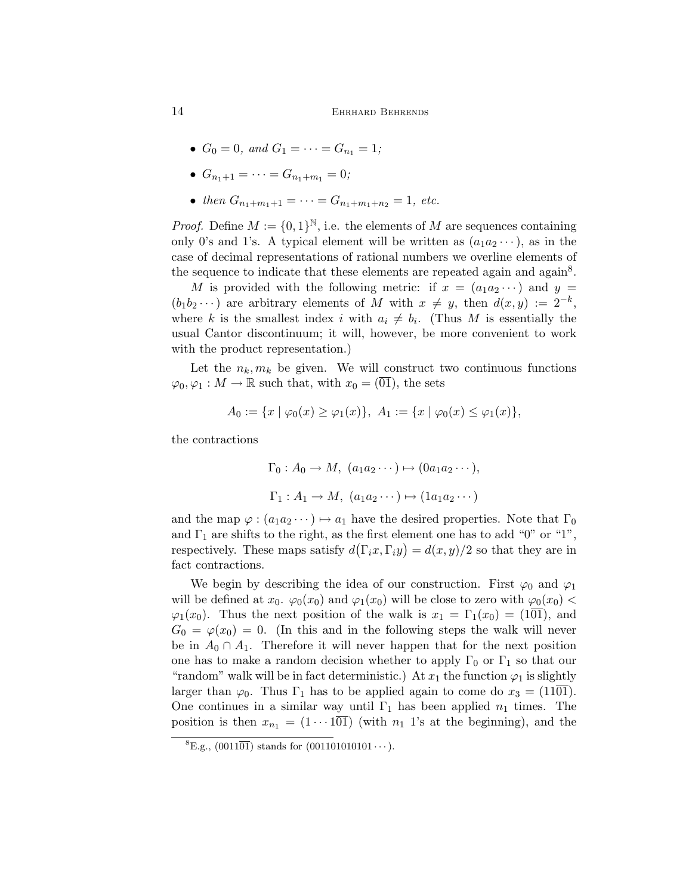- $G_0 = 0$, *and* $G_1 = \cdots = G_{n_1} = 1$*;*
- $G_{n_1+1} = \cdots = G_{n_1+m_1} = 0$*;*
- *then* $G_{n_1+m_1+1} = \cdots = G_{n_1+m_1+n_2} = 1$*, etc.*

*Proof.* Define $M := \{0,1\}^{\mathbb{N}}$, i.e. the elements of $M$ are sequences containing only 0's and 1's. A typical element will be written as $(a_1 a_2 \cdots)$, as in the case of decimal representations of rational numbers we overline elements of the sequence to indicate that these elements are repeated again and again[8].

$M$ is provided with the following metric: if $x = (a_1 a_2 \cdots)$ and $y = (b_1 b_2 \cdots)$ are arbitrary elements of $M$ with $x \neq y$, then $d(x,y) := 2^{-k}$, where $k$ is the smallest index $i$ with $a_i \neq b_i$. (Thus $M$ is essentially the usual Cantor discontinuum; it will, however, be more convenient to work with the product representation.)

Let the $n_k, m_k$ be given. We will construct two continuous functions $\varphi_0, \varphi_1 : M \to \mathbb{R}$ such that, with $x_0 = (\overline{01})$, the sets

$$A_0 := \{x \mid \varphi_0(x) \geq \varphi_1(x)\},\ A_1 := \{x \mid \varphi_0(x) \leq \varphi_1(x)\},$$

the contractions

$$\Gamma_0 : A_0 \to M,\ (a_1 a_2 \cdots) \mapsto (0 a_1 a_2 \cdots),$$

$$\Gamma_1 : A_1 \to M,\ (a_1 a_2 \cdots) \mapsto (1 a_1 a_2 \cdots)$$

and the map $\varphi : (a_1 a_2 \cdots) \mapsto a_1$ have the desired properties. Note that $\Gamma_0$ and $\Gamma_1$ are shifts to the right, as the first element one has to add "0" or "1", respectively. These maps satisfy $d\big(\Gamma_i x, \Gamma_i y\big) = d(x,y)/2$ so that they are in fact contractions.

We begin by describing the idea of our construction. First $\varphi_0$ and $\varphi_1$ will be defined at $x_0$. $\varphi_0(x_0)$ and $\varphi_1(x_0)$ will be close to zero with $\varphi_0(x_0) < \varphi_1(x_0)$. Thus the next position of the walk is $x_1 = \Gamma_1(x_0) = (1\overline{01})$, and $G_0 = \varphi(x_0) = 0$. (In this and in the following steps the walk will never be in $A_0 \cap A_1$. Therefore it will never happen that for the next position one has to make a random decision whether to apply $\Gamma_0$ or $\Gamma_1$ so that our "random" walk will be in fact deterministic.) At $x_1$ the function $\varphi_1$ is slightly larger than $\varphi_0$. Thus $\Gamma_1$ has to be applied again to come do $x_3 = (11\overline{01})$. One continues in a similar way until $\Gamma_1$ has been applied $n_1$ times. The position is then $x_{n_1} = (1 \cdots 1\overline{01})$ (with $n_1$ 1's at the beginning), and the

[8] E.g., $(0011\overline{01})$ stands for $(001101010101\cdots)$.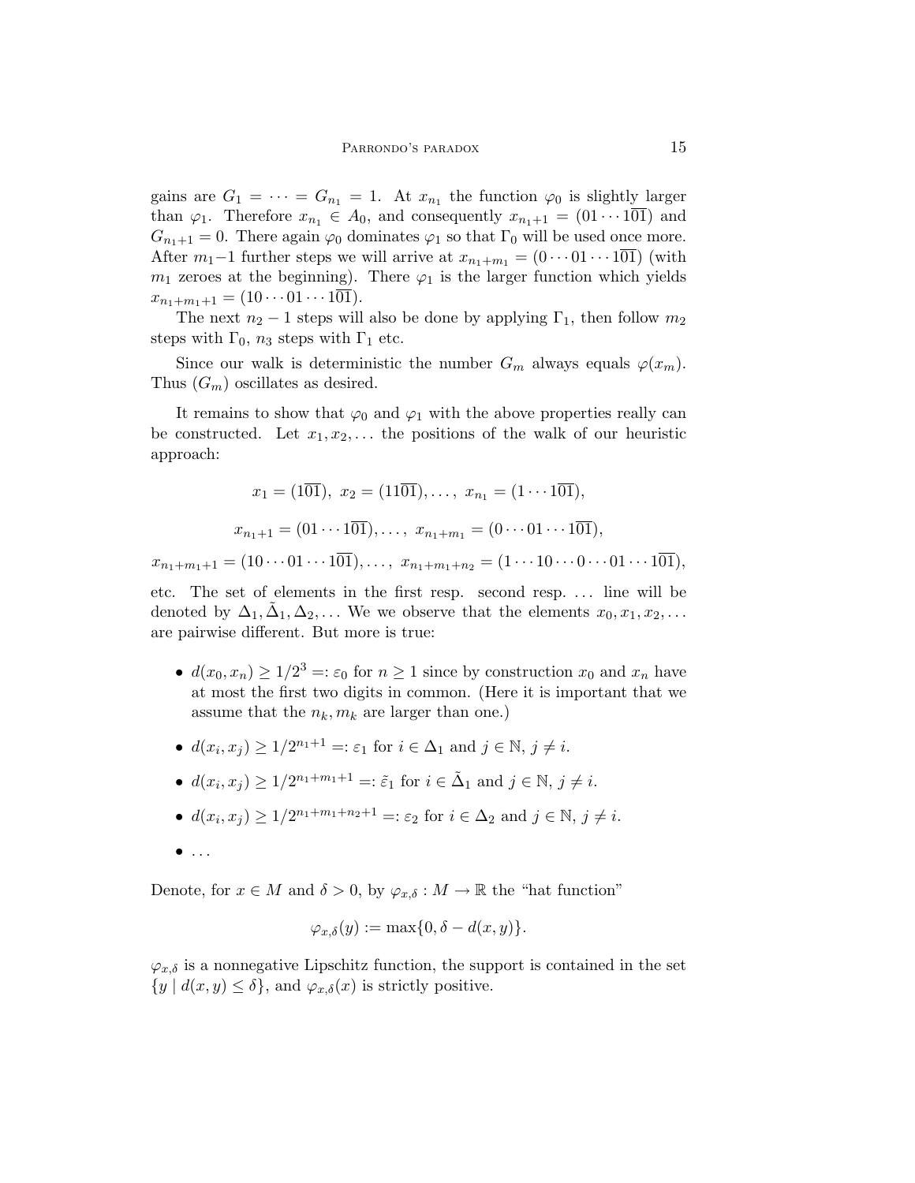gains are $G_1 = \cdots = G_{n_1} = 1$. At $x_{n_1}$ the function $\varphi_0$ is slightly larger than $\varphi_1$. Therefore $x_{n_1} \in A_0$, and consequently $x_{n_1+1} = (01\cdots1\overline{01})$ and $G_{n_1+1} = 0$. There again $\varphi_0$ dominates $\varphi_1$ so that $\Gamma_0$ will be used once more. After $m_1-1$ further steps we will arrive at $x_{n_1+m_1} = (0\cdots01\cdots1\overline{01})$ (with $m_1$ zeroes at the beginning). There $\varphi_1$ is the larger function which yields $x_{n_1+m_1+1} = (10\cdots01\cdots1\overline{01})$.

The next $n_2 - 1$ steps will also be done by applying $\Gamma_1$, then follow $m_2$ steps with $\Gamma_0$, $n_3$ steps with $\Gamma_1$ etc.

Since our walk is deterministic the number $G_m$ always equals $\varphi(x_m)$. Thus $(G_m)$ oscillates as desired.

It remains to show that $\varphi_0$ and $\varphi_1$ with the above properties really can be constructed. Let $x_1, x_2, \ldots$ the positions of the walk of our heuristic approach:

$$x_1 = (1\overline{01}),\ x_2 = (11\overline{01}), \ldots,\ x_{n_1} = (1\cdots1\overline{01}),$$

$$x_{n_1+1} = (01\cdots1\overline{01}), \ldots,\ x_{n_1+m_1} = (0\cdots01\cdots1\overline{01}),$$

$$x_{n_1+m_1+1} = (10\cdots01\cdots1\overline{01}), \ldots,\ x_{n_1+m_1+n_2} = (1\cdots10\cdots0\cdots01\cdots1\overline{01}),$$

etc. The set of elements in the first resp. second resp. ... line will be denoted by $\Delta_1, \tilde{\Delta}_1, \Delta_2, \ldots$ We we observe that the elements $x_0, x_1, x_2, \ldots$ are pairwise different. But more is true:

- $d(x_0, x_n) \geq 1/2^3 =: \varepsilon_0$ for $n \geq 1$ since by construction $x_0$ and $x_n$ have at most the first two digits in common. (Here it is important that we assume that the $n_k, m_k$ are larger than one.)
- $d(x_i, x_j) \geq 1/2^{n_1+1} =: \varepsilon_1$ for $i \in \Delta_1$ and $j \in \mathbb{N}$, $j \neq i$.
- $d(x_i, x_j) \geq 1/2^{n_1+m_1+1} =: \tilde{\varepsilon}_1$ for $i \in \tilde{\Delta}_1$ and $j \in \mathbb{N}$, $j \neq i$.
- $d(x_i, x_j) \geq 1/2^{n_1+m_1+n_2+1} =: \varepsilon_2$ for $i \in \Delta_2$ and $j \in \mathbb{N}$, $j \neq i$.
- ...

Denote, for $x \in M$ and $\delta > 0$, by $\varphi_{x,\delta} : M \to \mathbb{R}$ the "hat function"

$$\varphi_{x,\delta}(y) := \max\{0, \delta - d(x,y)\}.$$

$\varphi_{x,\delta}$ is a nonnegative Lipschitz function, the support is contained in the set $\{y \mid d(x,y) \leq \delta\}$, and $\varphi_{x,\delta}(x)$ is strictly positive.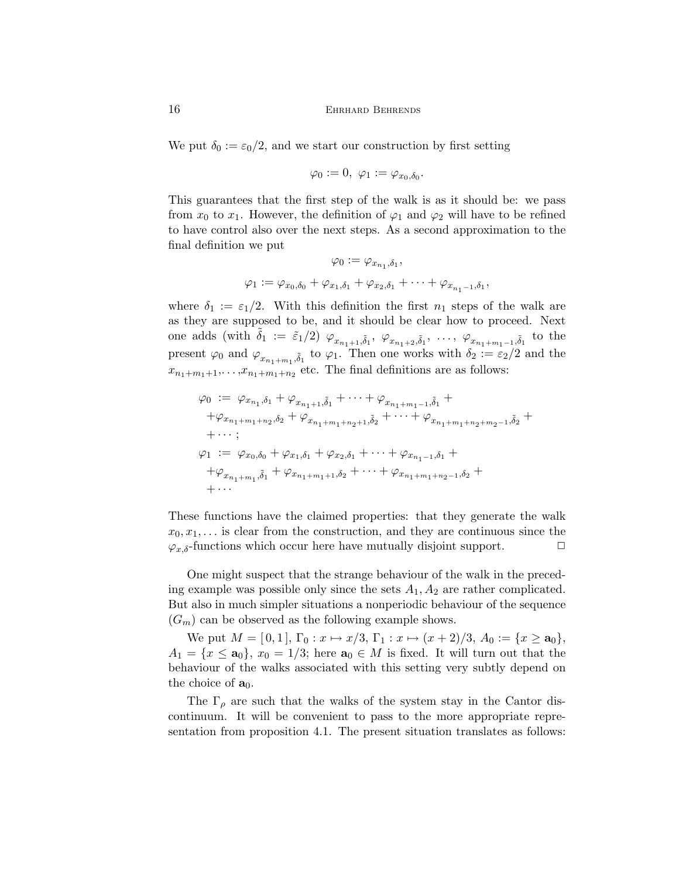We put $\delta_0 := \varepsilon_0/2$, and we start our construction by first setting

$$\varphi_0 := 0,\ \varphi_1 := \varphi_{x_0,\delta_0}.$$

This guarantees that the first step of the walk is as it should be: we pass from $x_0$ to $x_1$. However, the definition of $\varphi_1$ and $\varphi_2$ will have to be refined to have control also over the next steps. As a second approximation to the final definition we put

$$\varphi_0 := \varphi_{x_{n_1},\delta_1},$$

$$\varphi_1 := \varphi_{x_0,\delta_0} + \varphi_{x_1,\delta_1} + \varphi_{x_2,\delta_1} + \cdots + \varphi_{x_{n_1-1},\delta_1},$$

where $\delta_1 := \varepsilon_1/2$. With this definition the first $n_1$ steps of the walk are as they are supposed to be, and it should be clear how to proceed. Next one adds (with $\tilde{\delta}_1 := \tilde{\varepsilon}_1/2$) $\varphi_{x_{n_1+1},\tilde{\delta}_1},\ \varphi_{x_{n_1+2},\tilde{\delta}_1},\ \ldots,\ \varphi_{x_{n_1+m_1-1},\tilde{\delta}_1}$ to the present $\varphi_0$ and $\varphi_{x_{n_1+m_1},\tilde{\delta}_1}$ to $\varphi_1$. Then one works with $\delta_2 := \varepsilon_2/2$ and the $x_{n_1+m_1+1},\ldots,x_{n_1+m_1+n_2}$ etc. The final definitions are as follows:

$$\begin{aligned}
\varphi_0 \ &:= \ \varphi_{x_{n_1},\delta_1} + \varphi_{x_{n_1+1},\tilde{\delta}_1} + \cdots + \varphi_{x_{n_1+m_1-1},\tilde{\delta}_1} + \\
&\quad + \varphi_{x_{n_1+m_1+n_2},\delta_2} + \varphi_{x_{n_1+m_1+n_2+1},\tilde{\delta}_2} + \cdots + \varphi_{x_{n_1+m_1+n_2+m_2-1},\tilde{\delta}_2} + \\
&\quad + \cdots ; \\
\varphi_1 \ &:= \ \varphi_{x_0,\delta_0} + \varphi_{x_1,\delta_1} + \varphi_{x_2,\delta_1} + \cdots + \varphi_{x_{n_1-1},\delta_1} + \\
&\quad + \varphi_{x_{n_1+m_1},\tilde{\delta}_1} + \varphi_{x_{n_1+m_1+1},\delta_2} + \cdots + \varphi_{x_{n_1+m_1+n_2-1},\delta_2} + \\
&\quad + \cdots
\end{aligned}$$

These functions have the claimed properties: that they generate the walk $x_0, x_1, \ldots$ is clear from the construction, and they are continuous since the $\varphi_{x,\delta}$-functions which occur here have mutually disjoint support. □

One might suspect that the strange behaviour of the walk in the preceding example was possible only since the sets $A_1, A_2$ are rather complicated. But also in much simpler situations a nonperiodic behaviour of the sequence $(G_m)$ can be observed as the following example shows.

We put $M = [\,0,1\,]$, $\Gamma_0 : x \mapsto x/3$, $\Gamma_1 : x \mapsto (x+2)/3$, $A_0 := \{x \geq \mathbf{a}_0\}$, $A_1 = \{x \leq \mathbf{a}_0\}$, $x_0 = 1/3$; here $\mathbf{a}_0 \in M$ is fixed. It will turn out that the behaviour of the walks associated with this setting very subtly depend on the choice of $\mathbf{a}_0$.

The $\Gamma_\rho$ are such that the walks of the system stay in the Cantor discontinuum. It will be convenient to pass to the more appropriate representation from proposition 4.1. The present situation translates as follows: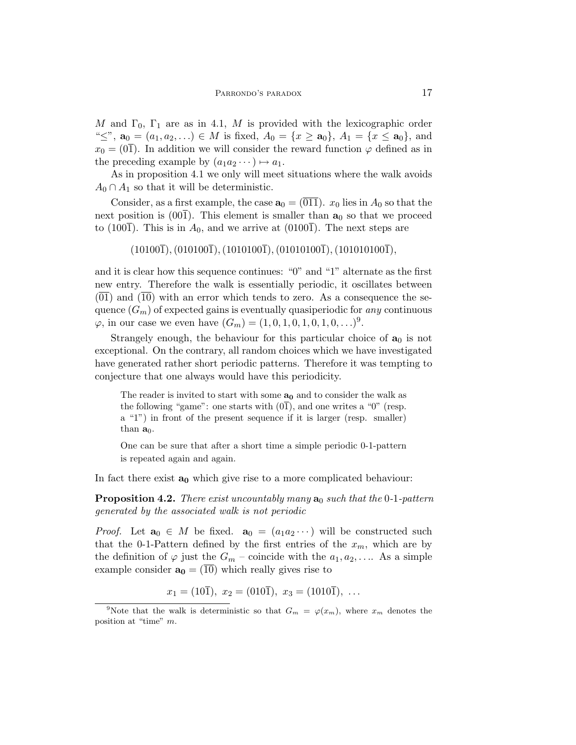$M$ and $\Gamma_0$, $\Gamma_1$ are as in 4.1, $M$ is provided with the lexicographic order "$\leq$", $\mathbf{a}_0 = (a_1, a_2, \ldots) \in M$ is fixed, $A_0 = \{x \geq \mathbf{a}_0\}$, $A_1 = \{x \leq \mathbf{a}_0\}$, and $x_0 = (0\overline{1})$. In addition we will consider the reward function $\varphi$ defined as in the preceding example by $(a_1 a_2 \cdots) \mapsto a_1$.

As in proposition 4.1 we only will meet situations where the walk avoids $A_0 \cap A_1$ so that it will be deterministic.

Consider, as a first example, the case $\mathbf{a}_0 = (\overline{011})$. $x_0$ lies in $A_0$ so that the next position is $(00\overline{1})$. This element is smaller than $\mathbf{a}_0$ so that we proceed to $(100\overline{1})$. This is in $A_0$, and we arrive at $(0100\overline{1})$. The next steps are

$$(10100\overline{1}), (010100\overline{1}), (1010100\overline{1}), (01010100\overline{1}), (101010100\overline{1}),$$

and it is clear how this sequence continues: "0" and "1" alternate as the first new entry. Therefore the walk is essentially periodic, it oscillates between $(\overline{01})$ and $(\overline{10})$ with an error which tends to zero. As a consequence the sequence $(G_m)$ of expected gains is eventually quasiperiodic for *any* continuous $\varphi$, in our case we even have $(G_m) = (1, 0, 1, 0, 1, 0, 1, 0, \ldots)$[9].

Strangely enough, the behaviour for this particular choice of $\mathbf{a}_0$ is not exceptional. On the contrary, all random choices which we have investigated have generated rather short periodic patterns. Therefore it was tempting to conjecture that one always would have this periodicity.

> The reader is invited to start with some $\mathbf{a_0}$ and to consider the walk as the following "game": one starts with $(0\overline{1})$, and one writes a "0" (resp. a "1") in front of the present sequence if it is larger (resp. smaller) than $\mathbf{a}_0$.
>
> One can be sure that after a short time a simple periodic 0-1-pattern is repeated again and again.

In fact there exist $\mathbf{a_0}$ which give rise to a more complicated behaviour:

**Proposition 4.2.** *There exist uncountably many* $\mathbf{a}_0$ *such that the* 0-1-*pattern generated by the associated walk is not periodic*

*Proof.* Let $\mathbf{a}_0 \in M$ be fixed. $\mathbf{a}_0 = (a_1 a_2 \cdots)$ will be constructed such that the 0-1-Pattern defined by the first entries of the $x_m$, which are by the definition of $\varphi$ just the $G_m$ – coincide with the $a_1, a_2, \ldots$. As a simple example consider $\mathbf{a_0} = (\overline{10})$ which really gives rise to

$$x_1 = (10\overline{1}),\ x_2 = (010\overline{1}),\ x_3 = (1010\overline{1}),\ \ldots$$

[9]Note that the walk is deterministic so that $G_m = \varphi(x_m)$, where $x_m$ denotes the position at "time" $m$.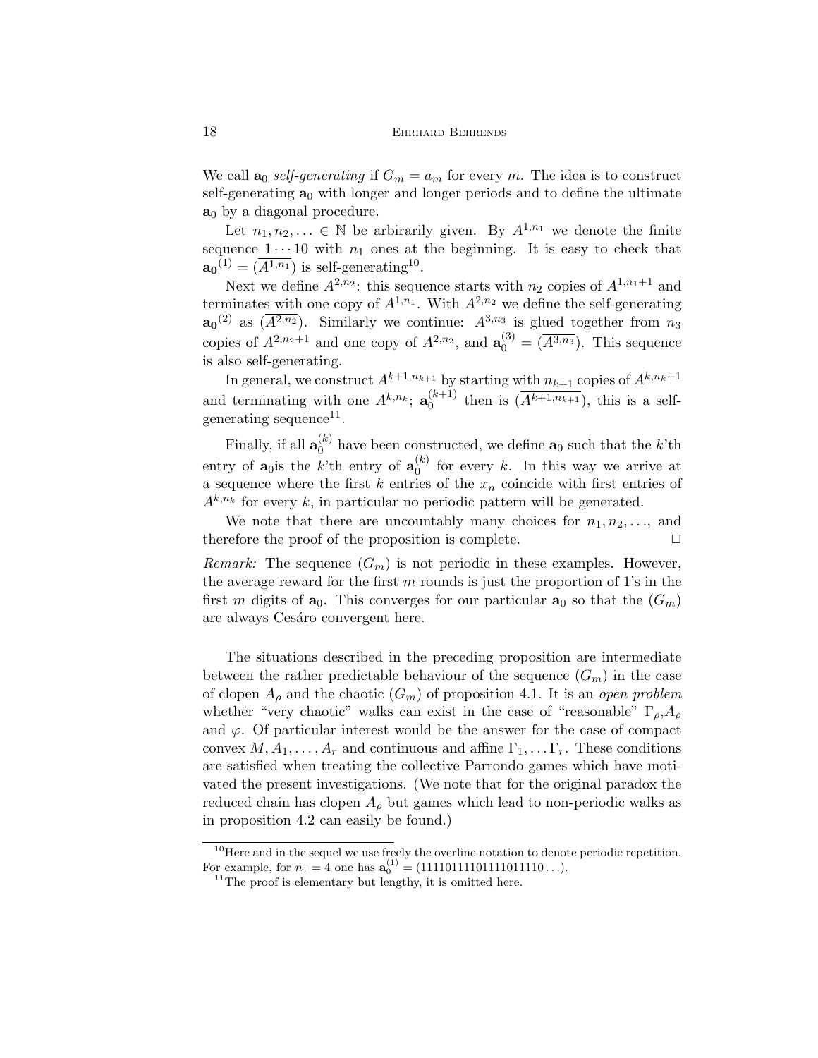We call $\mathbf{a}_0$ *self-generating* if $G_m = a_m$ for every $m$. The idea is to construct self-generating $\mathbf{a}_0$ with longer and longer periods and to define the ultimate $\mathbf{a}_0$ by a diagonal procedure.

Let $n_1, n_2, \ldots \in \mathbb{N}$ be arbirarily given. By $A^{1,n_1}$ we denote the finite sequence $1 \cdots 10$ with $n_1$ ones at the beginning. It is easy to check that $\mathbf{a_0}^{(1)} = (\overline{A^{1,n_1}})$ is self-generating[10].

Next we define $A^{2,n_2}$: this sequence starts with $n_2$ copies of $A^{1,n_1+1}$ and terminates with one copy of $A^{1,n_1}$. With $A^{2,n_2}$ we define the self-generating $\mathbf{a_0}^{(2)}$ as $(\overline{A^{2,n_2}})$. Similarly we continue: $A^{3,n_3}$ is glued together from $n_3$ copies of $A^{2,n_2+1}$ and one copy of $A^{2,n_2}$, and $\mathbf{a}_0^{(3)} = (\overline{A^{3,n_3}})$. This sequence is also self-generating.

In general, we construct $A^{k+1,n_{k+1}}$ by starting with $n_{k+1}$ copies of $A^{k,n_k+1}$ and terminating with one $A^{k,n_k}$; $\mathbf{a}_0^{(k+1)}$ then is $(\overline{A^{k+1,n_{k+1}}})$, this is a self-generating sequence[11].

Finally, if all $\mathbf{a}_0^{(k)}$ have been constructed, we define $\mathbf{a}_0$ such that the $k$'th entry of $\mathbf{a}_0$is the $k$'th entry of $\mathbf{a}_0^{(k)}$ for every $k$. In this way we arrive at a sequence where the first $k$ entries of the $x_n$ coincide with first entries of $A^{k,n_k}$ for every $k$, in particular no periodic pattern will be generated.

We note that there are uncountably many choices for $n_1, n_2, \ldots$, and therefore the proof of the proposition is complete. □

*Remark:* The sequence $(G_m)$ is not periodic in these examples. However, the average reward for the first $m$ rounds is just the proportion of 1's in the first $m$ digits of $\mathbf{a}_0$. This converges for our particular $\mathbf{a}_0$ so that the $(G_m)$ are always Cesáro convergent here.

The situations described in the preceding proposition are intermediate between the rather predictable behaviour of the sequence $(G_m)$ in the case of clopen $A_\rho$ and the chaotic $(G_m)$ of proposition 4.1. It is an *open problem* whether "very chaotic" walks can exist in the case of "reasonable" $\Gamma_\rho$,$A_\rho$ and $\varphi$. Of particular interest would be the answer for the case of compact convex $M, A_1, \ldots, A_r$ and continuous and affine $\Gamma_1, \ldots \Gamma_r$. These conditions are satisfied when treating the collective Parrondo games which have motivated the present investigations. (We note that for the original paradox the reduced chain has clopen $A_\rho$ but games which lead to non-periodic walks as in proposition 4.2 can easily be found.)

---

[10] Here and in the sequel we use freely the overline notation to denote periodic repetition. For example, for $n_1 = 4$ one has $\mathbf{a}_0^{(1)} = (11110111101111011110\ldots)$.

[11] The proof is elementary but lengthy, it is omitted here.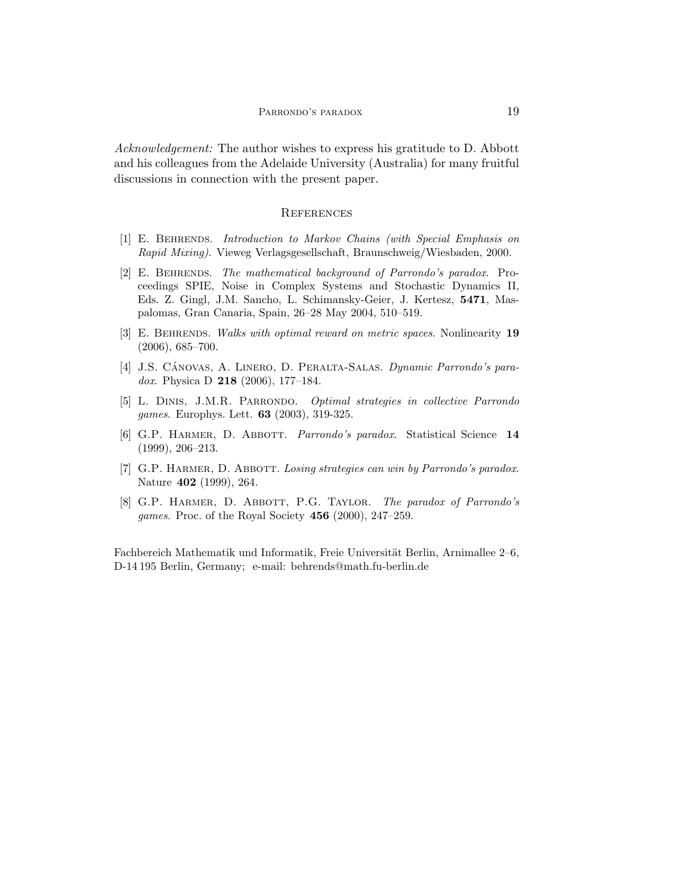*Acknowledgement:* The author wishes to express his gratitude to D. Abbott and his colleagues from the Adelaide University (Australia) for many fruitful discussions in connection with the present paper.

## References

[1] E. Behrends. *Introduction to Markov Chains (with Special Emphasis on Rapid Mixing).* Vieweg Verlagsgesellschaft, Braunschweig/Wiesbaden, 2000.

[2] E. Behrends. *The mathematical background of Parrondo's paradox.* Proceedings SPIE, Noise in Complex Systems and Stochastic Dynamics II, Eds. Z. Gingl, J.M. Sancho, L. Schimansky-Geier, J. Kertesz, **5471**, Maspalomas, Gran Canaria, Spain, 26–28 May 2004, 510–519.

[3] E. Behrends. *Walks with optimal reward on metric spaces.* Nonlinearity **19** (2006), 685–700.

[4] J.S. Cánovas, A. Linero, D. Peralta-Salas. *Dynamic Parrondo's paradox.* Physica D **218** (2006), 177–184.

[5] L. Dinis, J.M.R. Parrondo. *Optimal strategies in collective Parrondo games.* Europhys. Lett. **63** (2003), 319-325.

[6] G.P. Harmer, D. Abbott. *Parrondo's paradox.* Statistical Science **14** (1999), 206–213.

[7] G.P. Harmer, D. Abbott. *Losing strategies can win by Parrondo's paradox.* Nature **402** (1999), 264.

[8] G.P. Harmer, D. Abbott, P.G. Taylor. *The paradox of Parrondo's games.* Proc. of the Royal Society **456** (2000), 247–259.

Fachbereich Mathematik und Informatik, Freie Universität Berlin, Arnimallee 2–6, D-14 195 Berlin, Germany; e-mail: behrends@math.fu-berlin.de